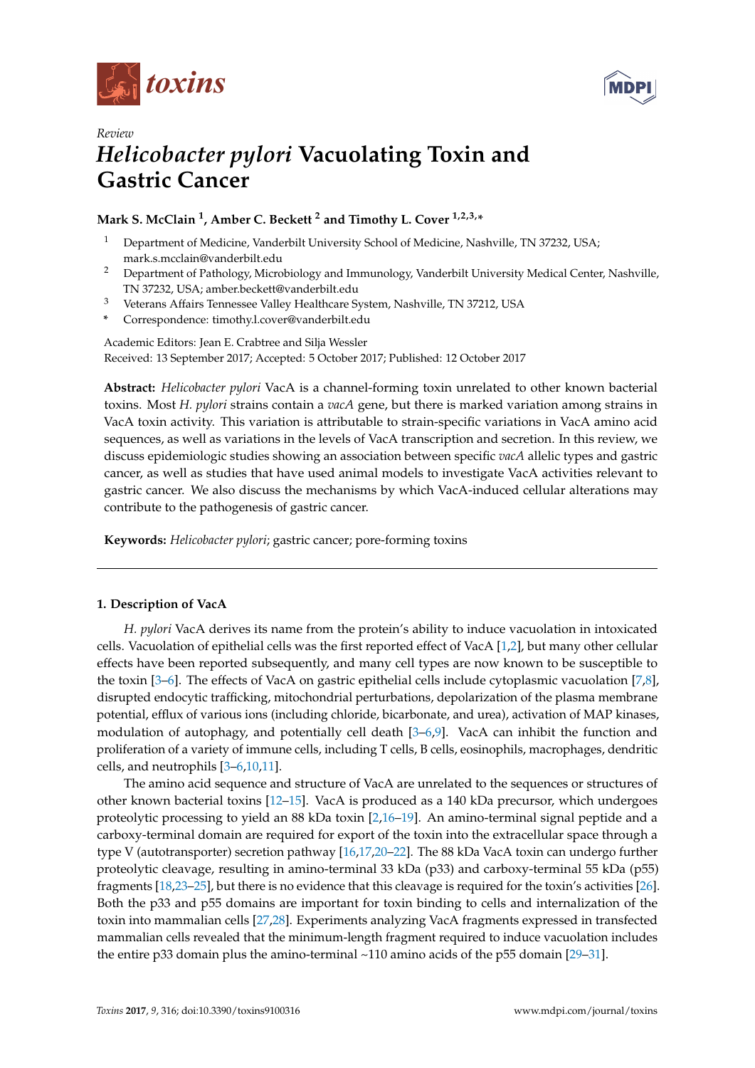Review

# *Helicobacter pylori* Vacuolating Toxin and Gastric Cancer

**Mark S. McClain [1], Amber C. Beckett [2] and Timothy L. Cover [1,2,3,*]**

[1] Department of Medicine, Vanderbilt University School of Medicine, Nashville, TN 37232, USA; mark.s.mcclain@vanderbilt.edu

[2] Department of Pathology, Microbiology and Immunology, Vanderbilt University Medical Center, Nashville, TN 37232, USA; amber.beckett@vanderbilt.edu

[3] Veterans Affairs Tennessee Valley Healthcare System, Nashville, TN 37212, USA

[*] Correspondence: timothy.l.cover@vanderbilt.edu

Academic Editors: Jean E. Crabtree and Silja Wessler

Received: 13 September 2017; Accepted: 5 October 2017; Published: 12 October 2017

**Abstract:** *Helicobacter pylori* VacA is a channel-forming toxin unrelated to other known bacterial toxins. Most *H. pylori* strains contain a *vacA* gene, but there is marked variation among strains in VacA toxin activity. This variation is attributable to strain-specific variations in VacA amino acid sequences, as well as variations in the levels of VacA transcription and secretion. In this review, we discuss epidemiologic studies showing an association between specific *vacA* allelic types and gastric cancer, as well as studies that have used animal models to investigate VacA activities relevant to gastric cancer. We also discuss the mechanisms by which VacA-induced cellular alterations may contribute to the pathogenesis of gastric cancer.

**Keywords:** *Helicobacter pylori*; gastric cancer; pore-forming toxins

## 1. Description of VacA

*H. pylori* VacA derives its name from the protein's ability to induce vacuolation in intoxicated cells. Vacuolation of epithelial cells was the first reported effect of VacA [1,2], but many other cellular effects have been reported subsequently, and many cell types are now known to be susceptible to the toxin [3–6]. The effects of VacA on gastric epithelial cells include cytoplasmic vacuolation [7,8], disrupted endocytic trafficking, mitochondrial perturbations, depolarization of the plasma membrane potential, efflux of various ions (including chloride, bicarbonate, and urea), activation of MAP kinases, modulation of autophagy, and potentially cell death [3–6,9]. VacA can inhibit the function and proliferation of a variety of immune cells, including T cells, B cells, eosinophils, macrophages, dendritic cells, and neutrophils [3–6,10,11].

The amino acid sequence and structure of VacA are unrelated to the sequences or structures of other known bacterial toxins [12–15]. VacA is produced as a 140 kDa precursor, which undergoes proteolytic processing to yield an 88 kDa toxin [2,16–19]. An amino-terminal signal peptide and a carboxy-terminal domain are required for export of the toxin into the extracellular space through a type V (autotransporter) secretion pathway [16,17,20–22]. The 88 kDa VacA toxin can undergo further proteolytic cleavage, resulting in amino-terminal 33 kDa (p33) and carboxy-terminal 55 kDa (p55) fragments [18,23–25], but there is no evidence that this cleavage is required for the toxin's activities [26]. Both the p33 and p55 domains are important for toxin binding to cells and internalization of the toxin into mammalian cells [27,28]. Experiments analyzing VacA fragments expressed in transfected mammalian cells revealed that the minimum-length fragment required to induce vacuolation includes the entire p33 domain plus the amino-terminal ~110 amino acids of the p55 domain [29–31].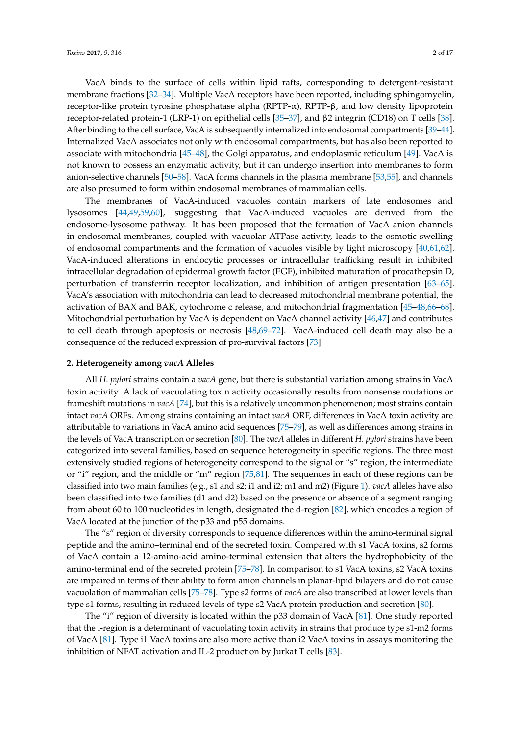VacA binds to the surface of cells within lipid rafts, corresponding to detergent-resistant membrane fractions [32–34]. Multiple VacA receptors have been reported, including sphingomyelin, receptor-like protein tyrosine phosphatase alpha (RPTP-α), RPTP-β, and low density lipoprotein receptor-related protein-1 (LRP-1) on epithelial cells [35–37], and β2 integrin (CD18) on T cells [38]. After binding to the cell surface, VacA is subsequently internalized into endosomal compartments [39–44]. Internalized VacA associates not only with endosomal compartments, but has also been reported to associate with mitochondria [45–48], the Golgi apparatus, and endoplasmic reticulum [49]. VacA is not known to possess an enzymatic activity, but it can undergo insertion into membranes to form anion-selective channels [50–58]. VacA forms channels in the plasma membrane [53,55], and channels are also presumed to form within endosomal membranes of mammalian cells.

The membranes of VacA-induced vacuoles contain markers of late endosomes and lysosomes [44,49,59,60], suggesting that VacA-induced vacuoles are derived from the endosome-lysosome pathway. It has been proposed that the formation of VacA anion channels in endosomal membranes, coupled with vacuolar ATPase activity, leads to the osmotic swelling of endosomal compartments and the formation of vacuoles visible by light microscopy [40,61,62]. VacA-induced alterations in endocytic processes or intracellular trafficking result in inhibited intracellular degradation of epidermal growth factor (EGF), inhibited maturation of procathepsin D, perturbation of transferrin receptor localization, and inhibition of antigen presentation [63–65]. VacA's association with mitochondria can lead to decreased mitochondrial membrane potential, the activation of BAX and BAK, cytochrome c release, and mitochondrial fragmentation [45–48,66–68]. Mitochondrial perturbation by VacA is dependent on VacA channel activity [46,47] and contributes to cell death through apoptosis or necrosis [48,69–72]. VacA-induced cell death may also be a consequence of the reduced expression of pro-survival factors [73].

## 2. Heterogeneity among *vacA* Alleles

All *H. pylori* strains contain a *vacA* gene, but there is substantial variation among strains in VacA toxin activity. A lack of vacuolating toxin activity occasionally results from nonsense mutations or frameshift mutations in *vacA* [74], but this is a relatively uncommon phenomenon; most strains contain intact *vacA* ORFs. Among strains containing an intact *vacA* ORF, differences in VacA toxin activity are attributable to variations in VacA amino acid sequences [75–79], as well as differences among strains in the levels of VacA transcription or secretion [80]. The *vacA* alleles in different *H. pylori* strains have been categorized into several families, based on sequence heterogeneity in specific regions. The three most extensively studied regions of heterogeneity correspond to the signal or "s" region, the intermediate or "i" region, and the middle or "m" region [75,81]. The sequences in each of these regions can be classified into two main families (e.g., s1 and s2; i1 and i2; m1 and m2) (Figure 1). *vacA* alleles have also been classified into two families (d1 and d2) based on the presence or absence of a segment ranging from about 60 to 100 nucleotides in length, designated the d-region [82], which encodes a region of VacA located at the junction of the p33 and p55 domains.

The "s" region of diversity corresponds to sequence differences within the amino-terminal signal peptide and the amino–terminal end of the secreted toxin. Compared with s1 VacA toxins, s2 forms of VacA contain a 12-amino-acid amino-terminal extension that alters the hydrophobicity of the amino-terminal end of the secreted protein [75–78]. In comparison to s1 VacA toxins, s2 VacA toxins are impaired in terms of their ability to form anion channels in planar-lipid bilayers and do not cause vacuolation of mammalian cells [75–78]. Type s2 forms of *vacA* are also transcribed at lower levels than type s1 forms, resulting in reduced levels of type s2 VacA protein production and secretion [80].

The "i" region of diversity is located within the p33 domain of VacA [81]. One study reported that the i-region is a determinant of vacuolating toxin activity in strains that produce type s1-m2 forms of VacA [81]. Type i1 VacA toxins are also more active than i2 VacA toxins in assays monitoring the inhibition of NFAT activation and IL-2 production by Jurkat T cells [83].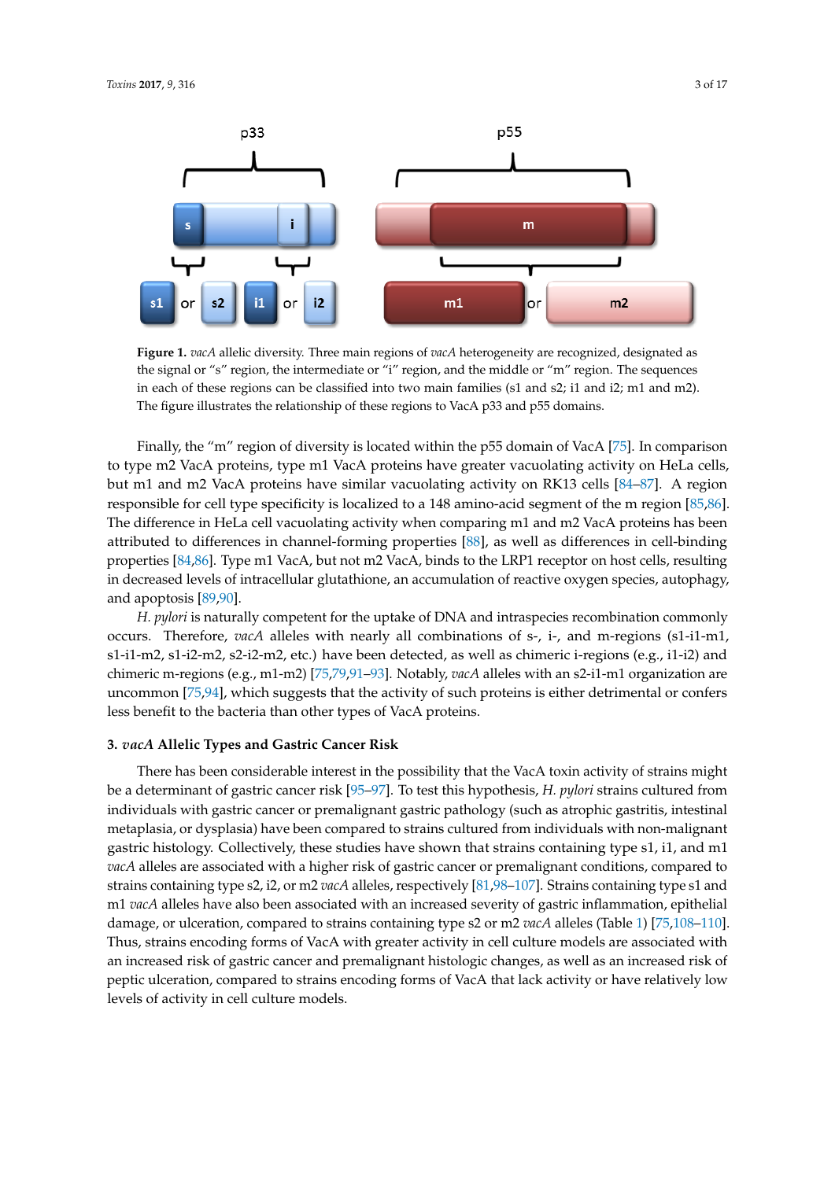**Figure 1.** *vacA* allelic diversity. Three main regions of *vacA* heterogeneity are recognized, designated as the signal or "s" region, the intermediate or "i" region, and the middle or "m" region. The sequences in each of these regions can be classified into two main families (s1 and s2; i1 and i2; m1 and m2). The figure illustrates the relationship of these regions to VacA p33 and p55 domains.

Finally, the "m" region of diversity is located within the p55 domain of VacA [75]. In comparison to type m2 VacA proteins, type m1 VacA proteins have greater vacuolating activity on HeLa cells, but m1 and m2 VacA proteins have similar vacuolating activity on RK13 cells [84–87]. A region responsible for cell type specificity is localized to a 148 amino-acid segment of the m region [85,86]. The difference in HeLa cell vacuolating activity when comparing m1 and m2 VacA proteins has been attributed to differences in channel-forming properties [88], as well as differences in cell-binding properties [84,86]. Type m1 VacA, but not m2 VacA, binds to the LRP1 receptor on host cells, resulting in decreased levels of intracellular glutathione, an accumulation of reactive oxygen species, autophagy, and apoptosis [89,90].

*H. pylori* is naturally competent for the uptake of DNA and intraspecies recombination commonly occurs. Therefore, *vacA* alleles with nearly all combinations of s-, i-, and m-regions (s1-i1-m1, s1-i1-m2, s1-i2-m2, s2-i2-m2, etc.) have been detected, as well as chimeric i-regions (e.g., i1-i2) and chimeric m-regions (e.g., m1-m2) [75,79,91–93]. Notably, *vacA* alleles with an s2-i1-m1 organization are uncommon [75,94], which suggests that the activity of such proteins is either detrimental or confers less benefit to the bacteria than other types of VacA proteins.

## 3. *vacA* Allelic Types and Gastric Cancer Risk

There has been considerable interest in the possibility that the VacA toxin activity of strains might be a determinant of gastric cancer risk [95–97]. To test this hypothesis, *H. pylori* strains cultured from individuals with gastric cancer or premalignant gastric pathology (such as atrophic gastritis, intestinal metaplasia, or dysplasia) have been compared to strains cultured from individuals with non-malignant gastric histology. Collectively, these studies have shown that strains containing type s1, i1, and m1 *vacA* alleles are associated with a higher risk of gastric cancer or premalignant conditions, compared to strains containing type s2, i2, or m2 *vacA* alleles, respectively [81,98–107]. Strains containing type s1 and m1 *vacA* alleles have also been associated with an increased severity of gastric inflammation, epithelial damage, or ulceration, compared to strains containing type s2 or m2 *vacA* alleles (Table 1) [75,108–110]. Thus, strains encoding forms of VacA with greater activity in cell culture models are associated with an increased risk of gastric cancer and premalignant histologic changes, as well as an increased risk of peptic ulceration, compared to strains encoding forms of VacA that lack activity or have relatively low levels of activity in cell culture models.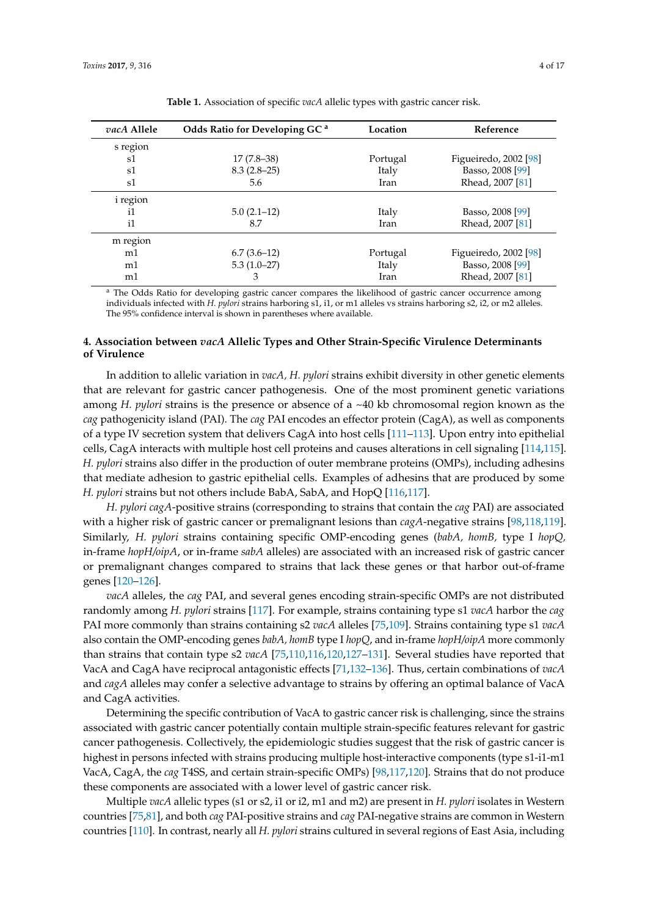**Table 1.** Association of specific *vacA* allelic types with gastric cancer risk.

| *vacA* Allele | Odds Ratio for Developing GC [a] | Location | Reference |
|---|---|---|---|
| s region | | | |
| s1 | 17 (7.8–38) | Portugal | Figueiredo, 2002 [98] |
| s1 | 8.3 (2.8–25) | Italy | Basso, 2008 [99] |
| s1 | 5.6 | Iran | Rhead, 2007 [81] |
| i region | | | |
| i1 | 5.0 (2.1–12) | Italy | Basso, 2008 [99] |
| i1 | 8.7 | Iran | Rhead, 2007 [81] |
| m region | | | |
| m1 | 6.7 (3.6–12) | Portugal | Figueiredo, 2002 [98] |
| m1 | 5.3 (1.0–27) | Italy | Basso, 2008 [99] |
| m1 | 3 | Iran | Rhead, 2007 [81] |

[a] The Odds Ratio for developing gastric cancer compares the likelihood of gastric cancer occurrence among individuals infected with *H. pylori* strains harboring s1, i1, or m1 alleles vs strains harboring s2, i2, or m2 alleles. The 95% confidence interval is shown in parentheses where available.

### 4. Association between *vacA* Allelic Types and Other Strain-Specific Virulence Determinants of Virulence

In addition to allelic variation in *vacA, H. pylori* strains exhibit diversity in other genetic elements that are relevant for gastric cancer pathogenesis. One of the most prominent genetic variations among *H. pylori* strains is the presence or absence of a ~40 kb chromosomal region known as the *cag* pathogenicity island (PAI). The *cag* PAI encodes an effector protein (CagA), as well as components of a type IV secretion system that delivers CagA into host cells [111–113]. Upon entry into epithelial cells, CagA interacts with multiple host cell proteins and causes alterations in cell signaling [114,115]. *H. pylori* strains also differ in the production of outer membrane proteins (OMPs), including adhesins that mediate adhesion to gastric epithelial cells. Examples of adhesins that are produced by some *H. pylori* strains but not others include BabA, SabA, and HopQ [116,117].

*H. pylori cagA*-positive strains (corresponding to strains that contain the *cag* PAI) are associated with a higher risk of gastric cancer or premalignant lesions than *cagA*-negative strains [98,118,119]. Similarly, *H. pylori* strains containing specific OMP-encoding genes (*babA, homB,* type I *hopQ,* in-frame *hopH/oipA*, or in-frame *sabA* alleles) are associated with an increased risk of gastric cancer or premalignant changes compared to strains that lack these genes or that harbor out-of-frame genes [120–126].

*vacA* alleles, the *cag* PAI, and several genes encoding strain-specific OMPs are not distributed randomly among *H. pylori* strains [117]. For example, strains containing type s1 *vacA* harbor the *cag* PAI more commonly than strains containing s2 *vacA* alleles [75,109]. Strains containing type s1 *vacA* also contain the OMP-encoding genes *babA, homB* type I *hopQ*, and in-frame *hopH/oipA* more commonly than strains that contain type s2 *vacA* [75,110,116,120,127–131]. Several studies have reported that VacA and CagA have reciprocal antagonistic effects [71,132–136]. Thus, certain combinations of *vacA* and *cagA* alleles may confer a selective advantage to strains by offering an optimal balance of VacA and CagA activities.

Determining the specific contribution of VacA to gastric cancer risk is challenging, since the strains associated with gastric cancer potentially contain multiple strain-specific features relevant for gastric cancer pathogenesis. Collectively, the epidemiologic studies suggest that the risk of gastric cancer is highest in persons infected with strains producing multiple host-interactive components (type s1-i1-m1 VacA, CagA, the *cag* T4SS, and certain strain-specific OMPs) [98,117,120]. Strains that do not produce these components are associated with a lower level of gastric cancer risk.

Multiple *vacA* allelic types (s1 or s2, i1 or i2, m1 and m2) are present in *H. pylori* isolates in Western countries [75,81], and both *cag* PAI-positive strains and *cag* PAI-negative strains are common in Western countries [110]. In contrast, nearly all *H. pylori* strains cultured in several regions of East Asia, including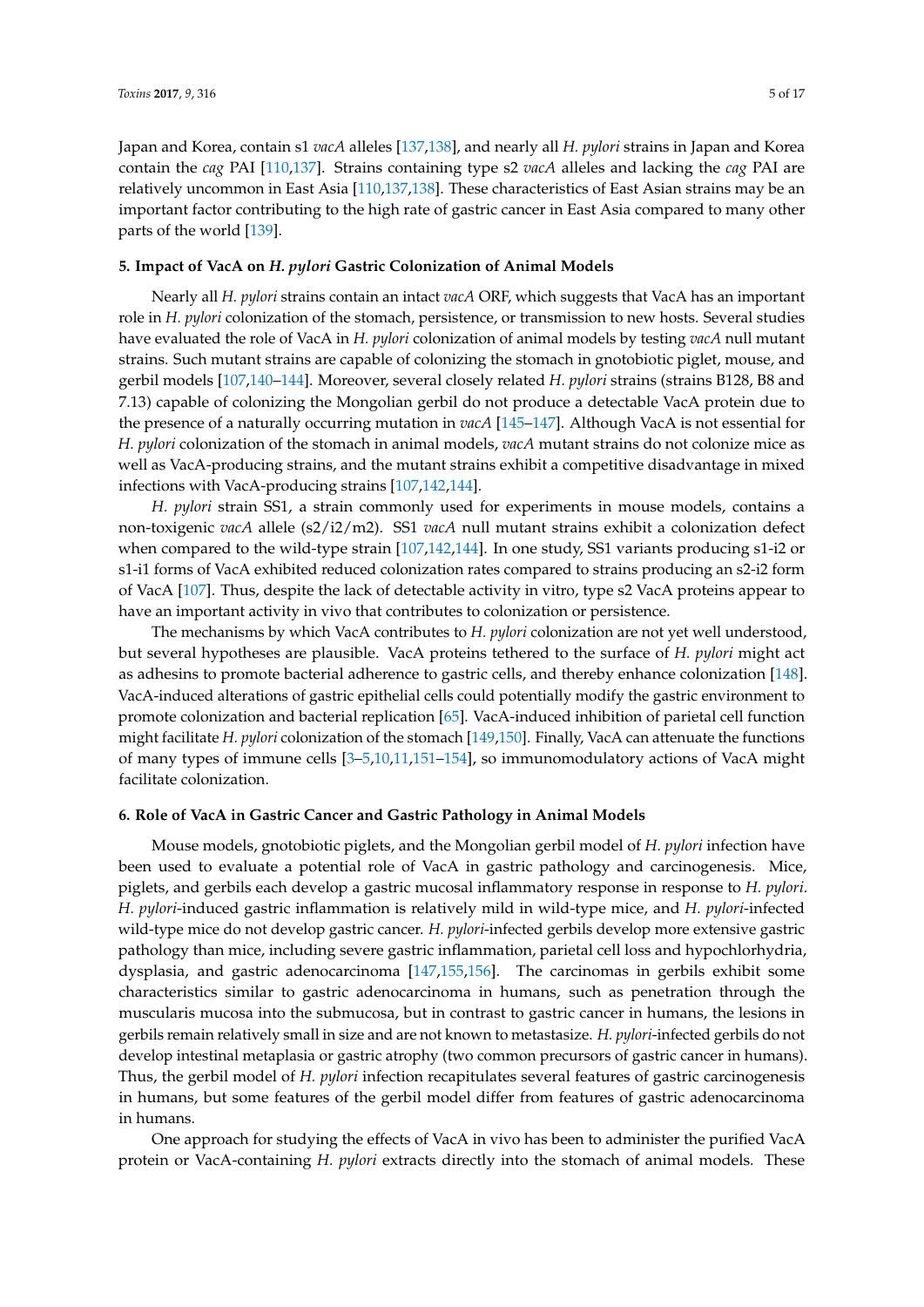Japan and Korea, contain s1 *vacA* alleles [137,138], and nearly all *H. pylori* strains in Japan and Korea contain the *cag* PAI [110,137]. Strains containing type s2 *vacA* alleles and lacking the *cag* PAI are relatively uncommon in East Asia [110,137,138]. These characteristics of East Asian strains may be an important factor contributing to the high rate of gastric cancer in East Asia compared to many other parts of the world [139].

## 5. Impact of VacA on *H. pylori* Gastric Colonization of Animal Models

Nearly all *H. pylori* strains contain an intact *vacA* ORF, which suggests that VacA has an important role in *H. pylori* colonization of the stomach, persistence, or transmission to new hosts. Several studies have evaluated the role of VacA in *H. pylori* colonization of animal models by testing *vacA* null mutant strains. Such mutant strains are capable of colonizing the stomach in gnotobiotic piglet, mouse, and gerbil models [107,140–144]. Moreover, several closely related *H. pylori* strains (strains B128, B8 and 7.13) capable of colonizing the Mongolian gerbil do not produce a detectable VacA protein due to the presence of a naturally occurring mutation in *vacA* [145–147]. Although VacA is not essential for *H. pylori* colonization of the stomach in animal models, *vacA* mutant strains do not colonize mice as well as VacA-producing strains, and the mutant strains exhibit a competitive disadvantage in mixed infections with VacA-producing strains [107,142,144].

*H. pylori* strain SS1, a strain commonly used for experiments in mouse models, contains a non-toxigenic *vacA* allele (s2/i2/m2). SS1 *vacA* null mutant strains exhibit a colonization defect when compared to the wild-type strain [107,142,144]. In one study, SS1 variants producing s1-i2 or s1-i1 forms of VacA exhibited reduced colonization rates compared to strains producing an s2-i2 form of VacA [107]. Thus, despite the lack of detectable activity in vitro, type s2 VacA proteins appear to have an important activity in vivo that contributes to colonization or persistence.

The mechanisms by which VacA contributes to *H. pylori* colonization are not yet well understood, but several hypotheses are plausible. VacA proteins tethered to the surface of *H. pylori* might act as adhesins to promote bacterial adherence to gastric cells, and thereby enhance colonization [148]. VacA-induced alterations of gastric epithelial cells could potentially modify the gastric environment to promote colonization and bacterial replication [65]. VacA-induced inhibition of parietal cell function might facilitate *H. pylori* colonization of the stomach [149,150]. Finally, VacA can attenuate the functions of many types of immune cells [3–5,10,11,151–154], so immunomodulatory actions of VacA might facilitate colonization.

## 6. Role of VacA in Gastric Cancer and Gastric Pathology in Animal Models

Mouse models, gnotobiotic piglets, and the Mongolian gerbil model of *H. pylori* infection have been used to evaluate a potential role of VacA in gastric pathology and carcinogenesis. Mice, piglets, and gerbils each develop a gastric mucosal inflammatory response in response to *H. pylori*. *H. pylori*-induced gastric inflammation is relatively mild in wild-type mice, and *H. pylori*-infected wild-type mice do not develop gastric cancer. *H. pylori*-infected gerbils develop more extensive gastric pathology than mice, including severe gastric inflammation, parietal cell loss and hypochlorhydria, dysplasia, and gastric adenocarcinoma [147,155,156]. The carcinomas in gerbils exhibit some characteristics similar to gastric adenocarcinoma in humans, such as penetration through the muscularis mucosa into the submucosa, but in contrast to gastric cancer in humans, the lesions in gerbils remain relatively small in size and are not known to metastasize. *H. pylori*-infected gerbils do not develop intestinal metaplasia or gastric atrophy (two common precursors of gastric cancer in humans). Thus, the gerbil model of *H. pylori* infection recapitulates several features of gastric carcinogenesis in humans, but some features of the gerbil model differ from features of gastric adenocarcinoma in humans.

One approach for studying the effects of VacA in vivo has been to administer the purified VacA protein or VacA-containing *H. pylori* extracts directly into the stomach of animal models. These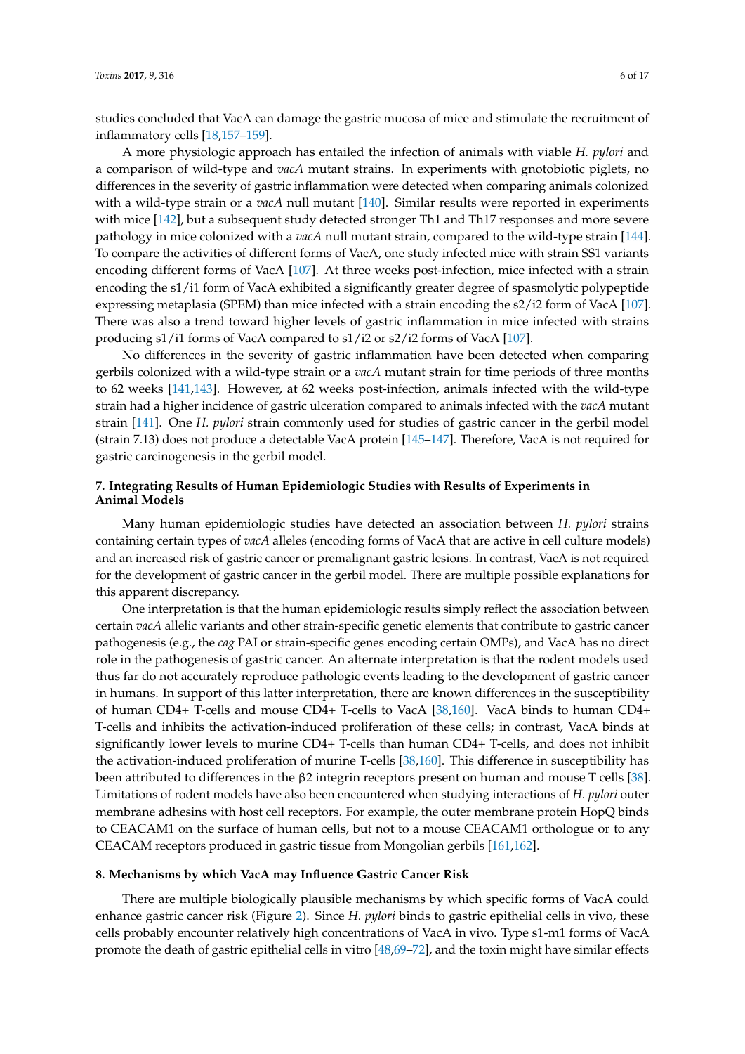studies concluded that VacA can damage the gastric mucosa of mice and stimulate the recruitment of inflammatory cells [18,157–159].

A more physiologic approach has entailed the infection of animals with viable *H. pylori* and a comparison of wild-type and *vacA* mutant strains. In experiments with gnotobiotic piglets, no differences in the severity of gastric inflammation were detected when comparing animals colonized with a wild-type strain or a *vacA* null mutant [140]. Similar results were reported in experiments with mice [142], but a subsequent study detected stronger Th1 and Th17 responses and more severe pathology in mice colonized with a *vacA* null mutant strain, compared to the wild-type strain [144]. To compare the activities of different forms of VacA, one study infected mice with strain SS1 variants encoding different forms of VacA [107]. At three weeks post-infection, mice infected with a strain encoding the s1/i1 form of VacA exhibited a significantly greater degree of spasmolytic polypeptide expressing metaplasia (SPEM) than mice infected with a strain encoding the s2/i2 form of VacA [107]. There was also a trend toward higher levels of gastric inflammation in mice infected with strains producing s1/i1 forms of VacA compared to s1/i2 or s2/i2 forms of VacA [107].

No differences in the severity of gastric inflammation have been detected when comparing gerbils colonized with a wild-type strain or a *vacA* mutant strain for time periods of three months to 62 weeks [141,143]. However, at 62 weeks post-infection, animals infected with the wild-type strain had a higher incidence of gastric ulceration compared to animals infected with the *vacA* mutant strain [141]. One *H. pylori* strain commonly used for studies of gastric cancer in the gerbil model (strain 7.13) does not produce a detectable VacA protein [145–147]. Therefore, VacA is not required for gastric carcinogenesis in the gerbil model.

## 7. Integrating Results of Human Epidemiologic Studies with Results of Experiments in Animal Models

Many human epidemiologic studies have detected an association between *H. pylori* strains containing certain types of *vacA* alleles (encoding forms of VacA that are active in cell culture models) and an increased risk of gastric cancer or premalignant gastric lesions. In contrast, VacA is not required for the development of gastric cancer in the gerbil model. There are multiple possible explanations for this apparent discrepancy.

One interpretation is that the human epidemiologic results simply reflect the association between certain *vacA* allelic variants and other strain-specific genetic elements that contribute to gastric cancer pathogenesis (e.g., the *cag* PAI or strain-specific genes encoding certain OMPs), and VacA has no direct role in the pathogenesis of gastric cancer. An alternate interpretation is that the rodent models used thus far do not accurately reproduce pathologic events leading to the development of gastric cancer in humans. In support of this latter interpretation, there are known differences in the susceptibility of human CD4+ T-cells and mouse CD4+ T-cells to VacA [38,160]. VacA binds to human CD4+ T-cells and inhibits the activation-induced proliferation of these cells; in contrast, VacA binds at significantly lower levels to murine CD4+ T-cells than human CD4+ T-cells, and does not inhibit the activation-induced proliferation of murine T-cells [38,160]. This difference in susceptibility has been attributed to differences in the β2 integrin receptors present on human and mouse T cells [38]. Limitations of rodent models have also been encountered when studying interactions of *H. pylori* outer membrane adhesins with host cell receptors. For example, the outer membrane protein HopQ binds to CEACAM1 on the surface of human cells, but not to a mouse CEACAM1 orthologue or to any CEACAM receptors produced in gastric tissue from Mongolian gerbils [161,162].

## 8. Mechanisms by which VacA may Influence Gastric Cancer Risk

There are multiple biologically plausible mechanisms by which specific forms of VacA could enhance gastric cancer risk (Figure 2). Since *H. pylori* binds to gastric epithelial cells in vivo, these cells probably encounter relatively high concentrations of VacA in vivo. Type s1-m1 forms of VacA promote the death of gastric epithelial cells in vitro [48,69–72], and the toxin might have similar effects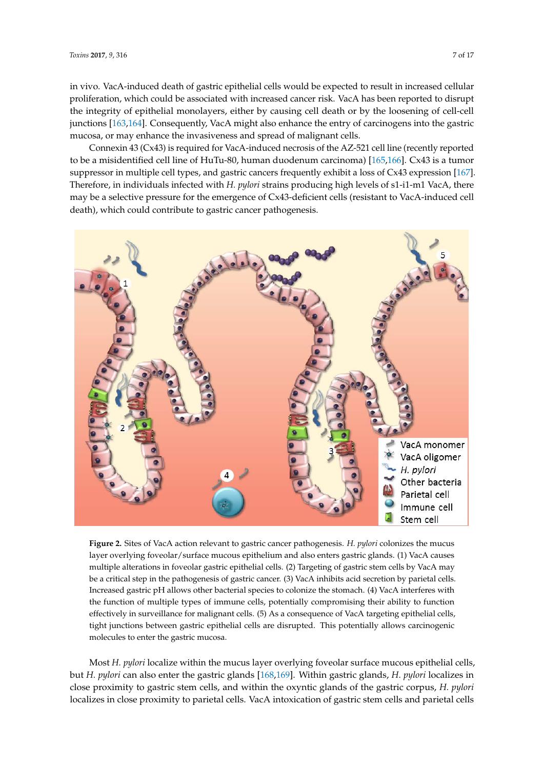in vivo. VacA-induced death of gastric epithelial cells would be expected to result in increased cellular proliferation, which could be associated with increased cancer risk. VacA has been reported to disrupt the integrity of epithelial monolayers, either by causing cell death or by the loosening of cell-cell junctions [163,164]. Consequently, VacA might also enhance the entry of carcinogens into the gastric mucosa, or may enhance the invasiveness and spread of malignant cells.

Connexin 43 (Cx43) is required for VacA-induced necrosis of the AZ-521 cell line (recently reported to be a misidentified cell line of HuTu-80, human duodenum carcinoma) [165,166]. Cx43 is a tumor suppressor in multiple cell types, and gastric cancers frequently exhibit a loss of Cx43 expression [167]. Therefore, in individuals infected with *H. pylori* strains producing high levels of s1-i1-m1 VacA, there may be a selective pressure for the emergence of Cx43-deficient cells (resistant to VacA-induced cell death), which could contribute to gastric cancer pathogenesis.

**Figure 2.** Sites of VacA action relevant to gastric cancer pathogenesis. *H. pylori* colonizes the mucus layer overlying foveolar/surface mucous epithelium and also enters gastric glands. (1) VacA causes multiple alterations in foveolar gastric epithelial cells. (2) Targeting of gastric stem cells by VacA may be a critical step in the pathogenesis of gastric cancer. (3) VacA inhibits acid secretion by parietal cells. Increased gastric pH allows other bacterial species to colonize the stomach. (4) VacA interferes with the function of multiple types of immune cells, potentially compromising their ability to function effectively in surveillance for malignant cells. (5) As a consequence of VacA targeting epithelial cells, tight junctions between gastric epithelial cells are disrupted. This potentially allows carcinogenic molecules to enter the gastric mucosa.

Most *H. pylori* localize within the mucus layer overlying foveolar surface mucous epithelial cells, but *H. pylori* can also enter the gastric glands [168,169]. Within gastric glands, *H. pylori* localizes in close proximity to gastric stem cells, and within the oxyntic glands of the gastric corpus, *H. pylori* localizes in close proximity to parietal cells. VacA intoxication of gastric stem cells and parietal cells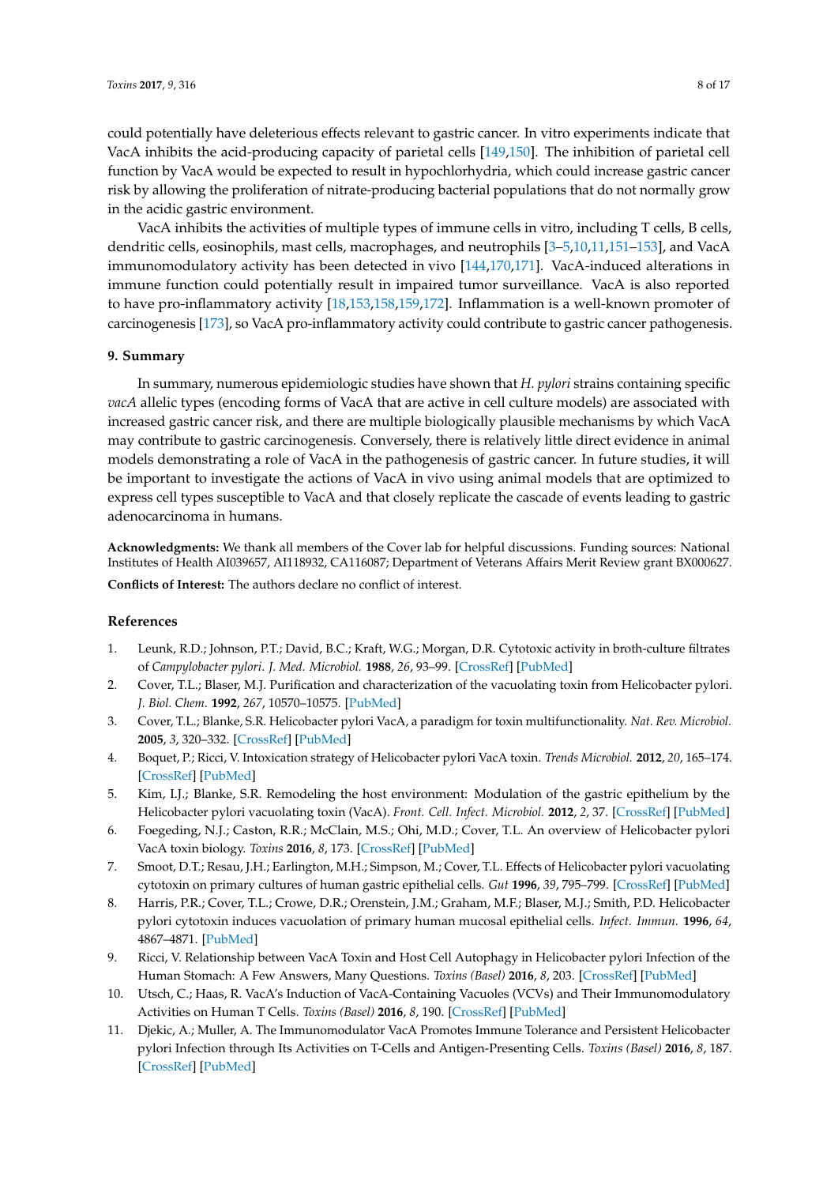could potentially have deleterious effects relevant to gastric cancer. In vitro experiments indicate that VacA inhibits the acid-producing capacity of parietal cells [149,150]. The inhibition of parietal cell function by VacA would be expected to result in hypochlorhydria, which could increase gastric cancer risk by allowing the proliferation of nitrate-producing bacterial populations that do not normally grow in the acidic gastric environment.

VacA inhibits the activities of multiple types of immune cells in vitro, including T cells, B cells, dendritic cells, eosinophils, mast cells, macrophages, and neutrophils [3–5,10,11,151–153], and VacA immunomodulatory activity has been detected in vivo [144,170,171]. VacA-induced alterations in immune function could potentially result in impaired tumor surveillance. VacA is also reported to have pro-inflammatory activity [18,153,158,159,172]. Inflammation is a well-known promoter of carcinogenesis [173], so VacA pro-inflammatory activity could contribute to gastric cancer pathogenesis.

## 9. Summary

In summary, numerous epidemiologic studies have shown that *H. pylori* strains containing specific *vacA* allelic types (encoding forms of VacA that are active in cell culture models) are associated with increased gastric cancer risk, and there are multiple biologically plausible mechanisms by which VacA may contribute to gastric carcinogenesis. Conversely, there is relatively little direct evidence in animal models demonstrating a role of VacA in the pathogenesis of gastric cancer. In future studies, it will be important to investigate the actions of VacA in vivo using animal models that are optimized to express cell types susceptible to VacA and that closely replicate the cascade of events leading to gastric adenocarcinoma in humans.

**Acknowledgments:** We thank all members of the Cover lab for helpful discussions. Funding sources: National Institutes of Health AI039657, AI118932, CA116087; Department of Veterans Affairs Merit Review grant BX000627.

**Conflicts of Interest:** The authors declare no conflict of interest.

## References

1. Leunk, R.D.; Johnson, P.T.; David, B.C.; Kraft, W.G.; Morgan, D.R. Cytotoxic activity in broth-culture filtrates of *Campylobacter pylori*. *J. Med. Microbiol.* **1988**, *26*, 93–99. [CrossRef] [PubMed]
2. Cover, T.L.; Blaser, M.J. Purification and characterization of the vacuolating toxin from Helicobacter pylori. *J. Biol. Chem.* **1992**, *267*, 10570–10575. [PubMed]
3. Cover, T.L.; Blanke, S.R. Helicobacter pylori VacA, a paradigm for toxin multifunctionality. *Nat. Rev. Microbiol.* **2005**, *3*, 320–332. [CrossRef] [PubMed]
4. Boquet, P.; Ricci, V. Intoxication strategy of Helicobacter pylori VacA toxin. *Trends Microbiol.* **2012**, *20*, 165–174. [CrossRef] [PubMed]
5. Kim, I.J.; Blanke, S.R. Remodeling the host environment: Modulation of the gastric epithelium by the Helicobacter pylori vacuolating toxin (VacA). *Front. Cell. Infect. Microbiol.* **2012**, *2*, 37. [CrossRef] [PubMed]
6. Foegeding, N.J.; Caston, R.R.; McClain, M.S.; Ohi, M.D.; Cover, T.L. An overview of Helicobacter pylori VacA toxin biology. *Toxins* **2016**, *8*, 173. [CrossRef] [PubMed]
7. Smoot, D.T.; Resau, J.H.; Earlington, M.H.; Simpson, M.; Cover, T.L. Effects of Helicobacter pylori vacuolating cytotoxin on primary cultures of human gastric epithelial cells. *Gut* **1996**, *39*, 795–799. [CrossRef] [PubMed]
8. Harris, P.R.; Cover, T.L.; Crowe, D.R.; Orenstein, J.M.; Graham, M.F.; Blaser, M.J.; Smith, P.D. Helicobacter pylori cytotoxin induces vacuolation of primary human mucosal epithelial cells. *Infect. Immun.* **1996**, *64*, 4867–4871. [PubMed]
9. Ricci, V. Relationship between VacA Toxin and Host Cell Autophagy in Helicobacter pylori Infection of the Human Stomach: A Few Answers, Many Questions. *Toxins (Basel)* **2016**, *8*, 203. [CrossRef] [PubMed]
10. Utsch, C.; Haas, R. VacA's Induction of VacA-Containing Vacuoles (VCVs) and Their Immunomodulatory Activities on Human T Cells. *Toxins (Basel)* **2016**, *8*, 190. [CrossRef] [PubMed]
11. Djekic, A.; Muller, A. The Immunomodulator VacA Promotes Immune Tolerance and Persistent Helicobacter pylori Infection through Its Activities on T-Cells and Antigen-Presenting Cells. *Toxins (Basel)* **2016**, *8*, 187. [CrossRef] [PubMed]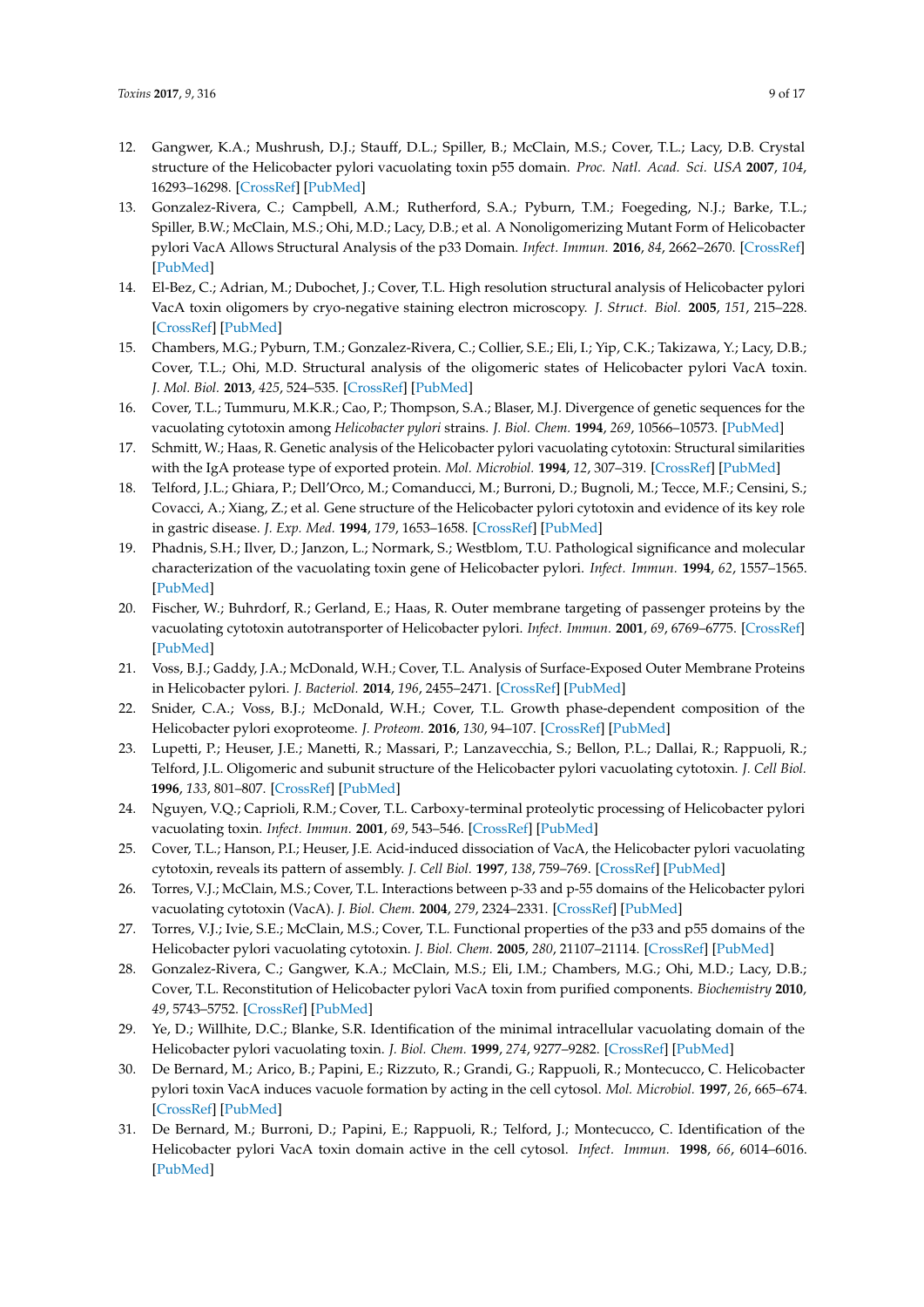12. Gangwer, K.A.; Mushrush, D.J.; Stauff, D.L.; Spiller, B.; McClain, M.S.; Cover, T.L.; Lacy, D.B. Crystal structure of the Helicobacter pylori vacuolating toxin p55 domain. *Proc. Natl. Acad. Sci. USA* **2007**, *104*, 16293–16298. [CrossRef] [PubMed]
13. Gonzalez-Rivera, C.; Campbell, A.M.; Rutherford, S.A.; Pyburn, T.M.; Foegeding, N.J.; Barke, T.L.; Spiller, B.W.; McClain, M.S.; Ohi, M.D.; Lacy, D.B.; et al. A Nonoligomerizing Mutant Form of Helicobacter pylori VacA Allows Structural Analysis of the p33 Domain. *Infect. Immun.* **2016**, *84*, 2662–2670. [CrossRef] [PubMed]
14. El-Bez, C.; Adrian, M.; Dubochet, J.; Cover, T.L. High resolution structural analysis of Helicobacter pylori VacA toxin oligomers by cryo-negative staining electron microscopy. *J. Struct. Biol.* **2005**, *151*, 215–228. [CrossRef] [PubMed]
15. Chambers, M.G.; Pyburn, T.M.; Gonzalez-Rivera, C.; Collier, S.E.; Eli, I.; Yip, C.K.; Takizawa, Y.; Lacy, D.B.; Cover, T.L.; Ohi, M.D. Structural analysis of the oligomeric states of Helicobacter pylori VacA toxin. *J. Mol. Biol.* **2013**, *425*, 524–535. [CrossRef] [PubMed]
16. Cover, T.L.; Tummuru, M.K.R.; Cao, P.; Thompson, S.A.; Blaser, M.J. Divergence of genetic sequences for the vacuolating cytotoxin among *Helicobacter pylori* strains. *J. Biol. Chem.* **1994**, *269*, 10566–10573. [PubMed]
17. Schmitt, W.; Haas, R. Genetic analysis of the Helicobacter pylori vacuolating cytotoxin: Structural similarities with the IgA protease type of exported protein. *Mol. Microbiol.* **1994**, *12*, 307–319. [CrossRef] [PubMed]
18. Telford, J.L.; Ghiara, P.; Dell'Orco, M.; Comanducci, M.; Burroni, D.; Bugnoli, M.; Tecce, M.F.; Censini, S.; Covacci, A.; Xiang, Z.; et al. Gene structure of the Helicobacter pylori cytotoxin and evidence of its key role in gastric disease. *J. Exp. Med.* **1994**, *179*, 1653–1658. [CrossRef] [PubMed]
19. Phadnis, S.H.; Ilver, D.; Janzon, L.; Normark, S.; Westblom, T.U. Pathological significance and molecular characterization of the vacuolating toxin gene of Helicobacter pylori. *Infect. Immun.* **1994**, *62*, 1557–1565. [PubMed]
20. Fischer, W.; Buhrdorf, R.; Gerland, E.; Haas, R. Outer membrane targeting of passenger proteins by the vacuolating cytotoxin autotransporter of Helicobacter pylori. *Infect. Immun.* **2001**, *69*, 6769–6775. [CrossRef] [PubMed]
21. Voss, B.J.; Gaddy, J.A.; McDonald, W.H.; Cover, T.L. Analysis of Surface-Exposed Outer Membrane Proteins in Helicobacter pylori. *J. Bacteriol.* **2014**, *196*, 2455–2471. [CrossRef] [PubMed]
22. Snider, C.A.; Voss, B.J.; McDonald, W.H.; Cover, T.L. Growth phase-dependent composition of the Helicobacter pylori exoproteome. *J. Proteom.* **2016**, *130*, 94–107. [CrossRef] [PubMed]
23. Lupetti, P.; Heuser, J.E.; Manetti, R.; Massari, P.; Lanzavecchia, S.; Bellon, P.L.; Dallai, R.; Rappuoli, R.; Telford, J.L. Oligomeric and subunit structure of the Helicobacter pylori vacuolating cytotoxin. *J. Cell Biol.* **1996**, *133*, 801–807. [CrossRef] [PubMed]
24. Nguyen, V.Q.; Caprioli, R.M.; Cover, T.L. Carboxy-terminal proteolytic processing of Helicobacter pylori vacuolating toxin. *Infect. Immun.* **2001**, *69*, 543–546. [CrossRef] [PubMed]
25. Cover, T.L.; Hanson, P.I.; Heuser, J.E. Acid-induced dissociation of VacA, the Helicobacter pylori vacuolating cytotoxin, reveals its pattern of assembly. *J. Cell Biol.* **1997**, *138*, 759–769. [CrossRef] [PubMed]
26. Torres, V.J.; McClain, M.S.; Cover, T.L. Interactions between p-33 and p-55 domains of the Helicobacter pylori vacuolating cytotoxin (VacA). *J. Biol. Chem.* **2004**, *279*, 2324–2331. [CrossRef] [PubMed]
27. Torres, V.J.; Ivie, S.E.; McClain, M.S.; Cover, T.L. Functional properties of the p33 and p55 domains of the Helicobacter pylori vacuolating cytotoxin. *J. Biol. Chem.* **2005**, *280*, 21107–21114. [CrossRef] [PubMed]
28. Gonzalez-Rivera, C.; Gangwer, K.A.; McClain, M.S.; Eli, I.M.; Chambers, M.G.; Ohi, M.D.; Lacy, D.B.; Cover, T.L. Reconstitution of Helicobacter pylori VacA toxin from purified components. *Biochemistry* **2010**, *49*, 5743–5752. [CrossRef] [PubMed]
29. Ye, D.; Willhite, D.C.; Blanke, S.R. Identification of the minimal intracellular vacuolating domain of the Helicobacter pylori vacuolating toxin. *J. Biol. Chem.* **1999**, *274*, 9277–9282. [CrossRef] [PubMed]
30. De Bernard, M.; Arico, B.; Papini, E.; Rizzuto, R.; Grandi, G.; Rappuoli, R.; Montecucco, C. Helicobacter pylori toxin VacA induces vacuole formation by acting in the cell cytosol. *Mol. Microbiol.* **1997**, *26*, 665–674. [CrossRef] [PubMed]
31. De Bernard, M.; Burroni, D.; Papini, E.; Rappuoli, R.; Telford, J.; Montecucco, C. Identification of the Helicobacter pylori VacA toxin domain active in the cell cytosol. *Infect. Immun.* **1998**, *66*, 6014–6016. [PubMed]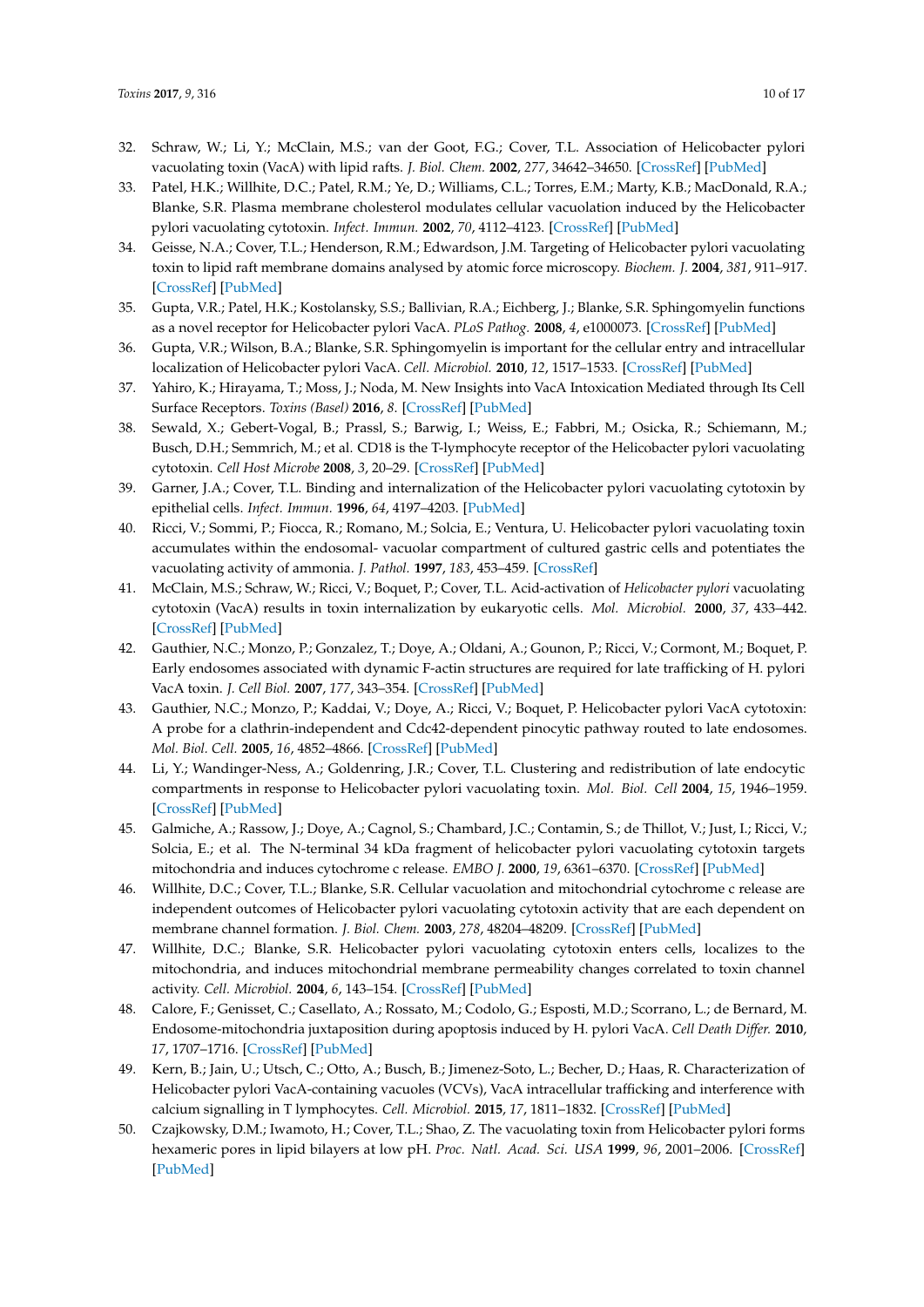32. Schraw, W.; Li, Y.; McClain, M.S.; van der Goot, F.G.; Cover, T.L. Association of Helicobacter pylori vacuolating toxin (VacA) with lipid rafts. *J. Biol. Chem.* **2002**, *277*, 34642–34650. [CrossRef] [PubMed]
33. Patel, H.K.; Willhite, D.C.; Patel, R.M.; Ye, D.; Williams, C.L.; Torres, E.M.; Marty, K.B.; MacDonald, R.A.; Blanke, S.R. Plasma membrane cholesterol modulates cellular vacuolation induced by the Helicobacter pylori vacuolating cytotoxin. *Infect. Immun.* **2002**, *70*, 4112–4123. [CrossRef] [PubMed]
34. Geisse, N.A.; Cover, T.L.; Henderson, R.M.; Edwardson, J.M. Targeting of Helicobacter pylori vacuolating toxin to lipid raft membrane domains analysed by atomic force microscopy. *Biochem. J.* **2004**, *381*, 911–917. [CrossRef] [PubMed]
35. Gupta, V.R.; Patel, H.K.; Kostolansky, S.S.; Ballivian, R.A.; Eichberg, J.; Blanke, S.R. Sphingomyelin functions as a novel receptor for Helicobacter pylori VacA. *PLoS Pathog.* **2008**, *4*, e1000073. [CrossRef] [PubMed]
36. Gupta, V.R.; Wilson, B.A.; Blanke, S.R. Sphingomyelin is important for the cellular entry and intracellular localization of Helicobacter pylori VacA. *Cell. Microbiol.* **2010**, *12*, 1517–1533. [CrossRef] [PubMed]
37. Yahiro, K.; Hirayama, T.; Moss, J.; Noda, M. New Insights into VacA Intoxication Mediated through Its Cell Surface Receptors. *Toxins (Basel)* **2016**, *8*. [CrossRef] [PubMed]
38. Sewald, X.; Gebert-Vogal, B.; Prassl, S.; Barwig, I.; Weiss, E.; Fabbri, M.; Osicka, R.; Schiemann, M.; Busch, D.H.; Semmrich, M.; et al. CD18 is the T-lymphocyte receptor of the Helicobacter pylori vacuolating cytotoxin. *Cell Host Microbe* **2008**, *3*, 20–29. [CrossRef] [PubMed]
39. Garner, J.A.; Cover, T.L. Binding and internalization of the Helicobacter pylori vacuolating cytotoxin by epithelial cells. *Infect. Immun.* **1996**, *64*, 4197–4203. [PubMed]
40. Ricci, V.; Sommi, P.; Fiocca, R.; Romano, M.; Solcia, E.; Ventura, U. Helicobacter pylori vacuolating toxin accumulates within the endosomal- vacuolar compartment of cultured gastric cells and potentiates the vacuolating activity of ammonia. *J. Pathol.* **1997**, *183*, 453–459. [CrossRef]
41. McClain, M.S.; Schraw, W.; Ricci, V.; Boquet, P.; Cover, T.L. Acid-activation of *Helicobacter pylori* vacuolating cytotoxin (VacA) results in toxin internalization by eukaryotic cells. *Mol. Microbiol.* **2000**, *37*, 433–442. [CrossRef] [PubMed]
42. Gauthier, N.C.; Monzo, P.; Gonzalez, T.; Doye, A.; Oldani, A.; Gounon, P.; Ricci, V.; Cormont, M.; Boquet, P. Early endosomes associated with dynamic F-actin structures are required for late trafficking of H. pylori VacA toxin. *J. Cell Biol.* **2007**, *177*, 343–354. [CrossRef] [PubMed]
43. Gauthier, N.C.; Monzo, P.; Kaddai, V.; Doye, A.; Ricci, V.; Boquet, P. Helicobacter pylori VacA cytotoxin: A probe for a clathrin-independent and Cdc42-dependent pinocytic pathway routed to late endosomes. *Mol. Biol. Cell.* **2005**, *16*, 4852–4866. [CrossRef] [PubMed]
44. Li, Y.; Wandinger-Ness, A.; Goldenring, J.R.; Cover, T.L. Clustering and redistribution of late endocytic compartments in response to Helicobacter pylori vacuolating toxin. *Mol. Biol. Cell* **2004**, *15*, 1946–1959. [CrossRef] [PubMed]
45. Galmiche, A.; Rassow, J.; Doye, A.; Cagnol, S.; Chambard, J.C.; Contamin, S.; de Thillot, V.; Just, I.; Ricci, V.; Solcia, E.; et al. The N-terminal 34 kDa fragment of helicobacter pylori vacuolating cytotoxin targets mitochondria and induces cytochrome c release. *EMBO J.* **2000**, *19*, 6361–6370. [CrossRef] [PubMed]
46. Willhite, D.C.; Cover, T.L.; Blanke, S.R. Cellular vacuolation and mitochondrial cytochrome c release are independent outcomes of Helicobacter pylori vacuolating cytotoxin activity that are each dependent on membrane channel formation. *J. Biol. Chem.* **2003**, *278*, 48204–48209. [CrossRef] [PubMed]
47. Willhite, D.C.; Blanke, S.R. Helicobacter pylori vacuolating cytotoxin enters cells, localizes to the mitochondria, and induces mitochondrial membrane permeability changes correlated to toxin channel activity. *Cell. Microbiol.* **2004**, *6*, 143–154. [CrossRef] [PubMed]
48. Calore, F.; Genisset, C.; Casellato, A.; Rossato, M.; Codolo, G.; Esposti, M.D.; Scorrano, L.; de Bernard, M. Endosome-mitochondria juxtaposition during apoptosis induced by H. pylori VacA. *Cell Death Differ.* **2010**, *17*, 1707–1716. [CrossRef] [PubMed]
49. Kern, B.; Jain, U.; Utsch, C.; Otto, A.; Busch, B.; Jimenez-Soto, L.; Becher, D.; Haas, R. Characterization of Helicobacter pylori VacA-containing vacuoles (VCVs), VacA intracellular trafficking and interference with calcium signalling in T lymphocytes. *Cell. Microbiol.* **2015**, *17*, 1811–1832. [CrossRef] [PubMed]
50. Czajkowsky, D.M.; Iwamoto, H.; Cover, T.L.; Shao, Z. The vacuolating toxin from Helicobacter pylori forms hexameric pores in lipid bilayers at low pH. *Proc. Natl. Acad. Sci. USA* **1999**, *96*, 2001–2006. [CrossRef] [PubMed]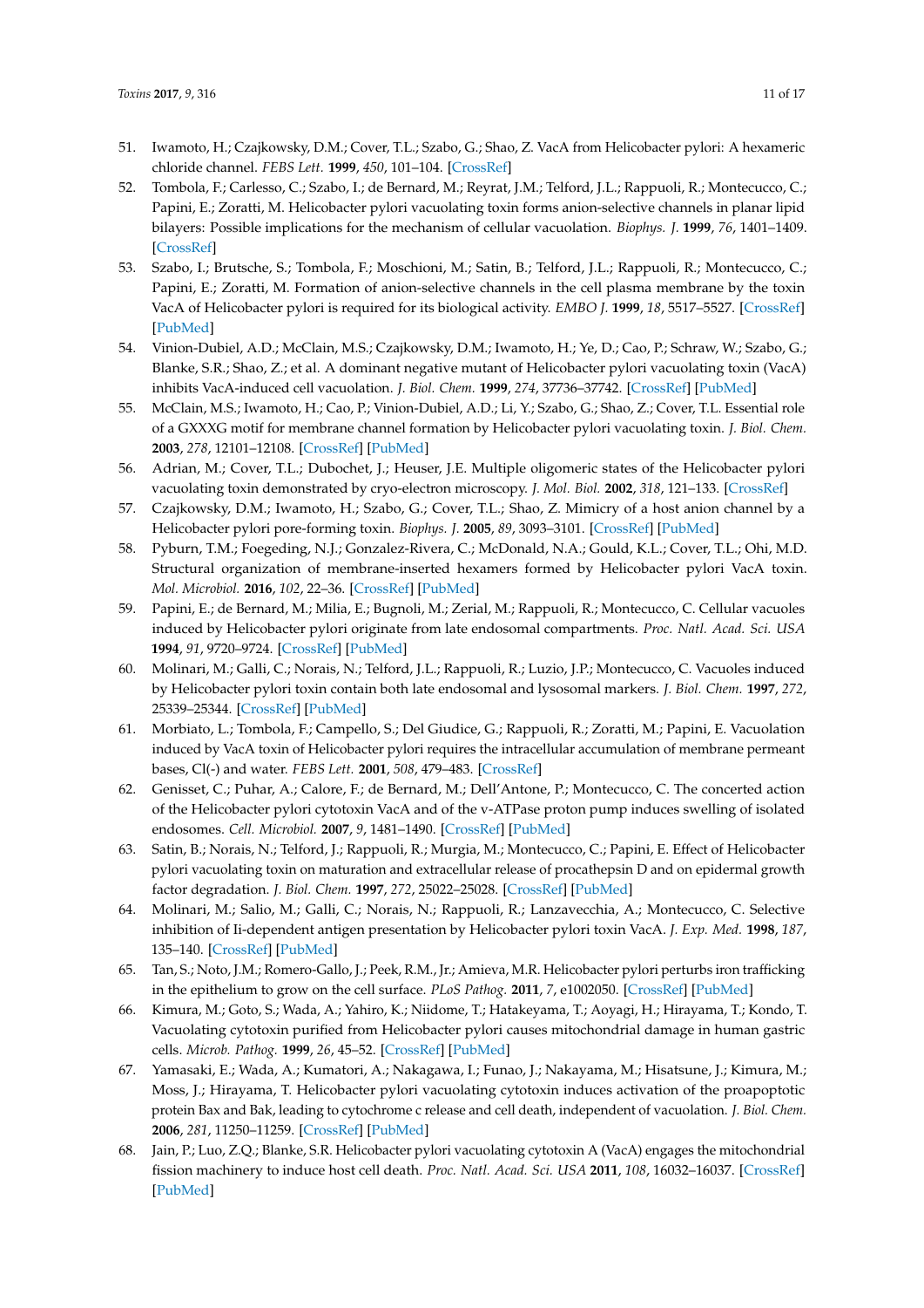51. Iwamoto, H.; Czajkowsky, D.M.; Cover, T.L.; Szabo, G.; Shao, Z. VacA from Helicobacter pylori: A hexameric chloride channel. *FEBS Lett.* **1999**, *450*, 101–104. [CrossRef]
52. Tombola, F.; Carlesso, C.; Szabo, I.; de Bernard, M.; Reyrat, J.M.; Telford, J.L.; Rappuoli, R.; Montecucco, C.; Papini, E.; Zoratti, M. Helicobacter pylori vacuolating toxin forms anion-selective channels in planar lipid bilayers: Possible implications for the mechanism of cellular vacuolation. *Biophys. J.* **1999**, *76*, 1401–1409. [CrossRef]
53. Szabo, I.; Brutsche, S.; Tombola, F.; Moschioni, M.; Satin, B.; Telford, J.L.; Rappuoli, R.; Montecucco, C.; Papini, E.; Zoratti, M. Formation of anion-selective channels in the cell plasma membrane by the toxin VacA of Helicobacter pylori is required for its biological activity. *EMBO J.* **1999**, *18*, 5517–5527. [CrossRef] [PubMed]
54. Vinion-Dubiel, A.D.; McClain, M.S.; Czajkowsky, D.M.; Iwamoto, H.; Ye, D.; Cao, P.; Schraw, W.; Szabo, G.; Blanke, S.R.; Shao, Z.; et al. A dominant negative mutant of Helicobacter pylori vacuolating toxin (VacA) inhibits VacA-induced cell vacuolation. *J. Biol. Chem.* **1999**, *274*, 37736–37742. [CrossRef] [PubMed]
55. McClain, M.S.; Iwamoto, H.; Cao, P.; Vinion-Dubiel, A.D.; Li, Y.; Szabo, G.; Shao, Z.; Cover, T.L. Essential role of a GXXXG motif for membrane channel formation by Helicobacter pylori vacuolating toxin. *J. Biol. Chem.* **2003**, *278*, 12101–12108. [CrossRef] [PubMed]
56. Adrian, M.; Cover, T.L.; Dubochet, J.; Heuser, J.E. Multiple oligomeric states of the Helicobacter pylori vacuolating toxin demonstrated by cryo-electron microscopy. *J. Mol. Biol.* **2002**, *318*, 121–133. [CrossRef]
57. Czajkowsky, D.M.; Iwamoto, H.; Szabo, G.; Cover, T.L.; Shao, Z. Mimicry of a host anion channel by a Helicobacter pylori pore-forming toxin. *Biophys. J.* **2005**, *89*, 3093–3101. [CrossRef] [PubMed]
58. Pyburn, T.M.; Foegeding, N.J.; Gonzalez-Rivera, C.; McDonald, N.A.; Gould, K.L.; Cover, T.L.; Ohi, M.D. Structural organization of membrane-inserted hexamers formed by Helicobacter pylori VacA toxin. *Mol. Microbiol.* **2016**, *102*, 22–36. [CrossRef] [PubMed]
59. Papini, E.; de Bernard, M.; Milia, E.; Bugnoli, M.; Zerial, M.; Rappuoli, R.; Montecucco, C. Cellular vacuoles induced by Helicobacter pylori originate from late endosomal compartments. *Proc. Natl. Acad. Sci. USA* **1994**, *91*, 9720–9724. [CrossRef] [PubMed]
60. Molinari, M.; Galli, C.; Norais, N.; Telford, J.L.; Rappuoli, R.; Luzio, J.P.; Montecucco, C. Vacuoles induced by Helicobacter pylori toxin contain both late endosomal and lysosomal markers. *J. Biol. Chem.* **1997**, *272*, 25339–25344. [CrossRef] [PubMed]
61. Morbiato, L.; Tombola, F.; Campello, S.; Del Giudice, G.; Rappuoli, R.; Zoratti, M.; Papini, E. Vacuolation induced by VacA toxin of Helicobacter pylori requires the intracellular accumulation of membrane permeant bases, Cl(-) and water. *FEBS Lett.* **2001**, *508*, 479–483. [CrossRef]
62. Genisset, C.; Puhar, A.; Calore, F.; de Bernard, M.; Dell'Antone, P.; Montecucco, C. The concerted action of the Helicobacter pylori cytotoxin VacA and of the v-ATPase proton pump induces swelling of isolated endosomes. *Cell. Microbiol.* **2007**, *9*, 1481–1490. [CrossRef] [PubMed]
63. Satin, B.; Norais, N.; Telford, J.; Rappuoli, R.; Murgia, M.; Montecucco, C.; Papini, E. Effect of Helicobacter pylori vacuolating toxin on maturation and extracellular release of procathepsin D and on epidermal growth factor degradation. *J. Biol. Chem.* **1997**, *272*, 25022–25028. [CrossRef] [PubMed]
64. Molinari, M.; Salio, M.; Galli, C.; Norais, N.; Rappuoli, R.; Lanzavecchia, A.; Montecucco, C. Selective inhibition of Ii-dependent antigen presentation by Helicobacter pylori toxin VacA. *J. Exp. Med.* **1998**, *187*, 135–140. [CrossRef] [PubMed]
65. Tan, S.; Noto, J.M.; Romero-Gallo, J.; Peek, R.M., Jr.; Amieva, M.R. Helicobacter pylori perturbs iron trafficking in the epithelium to grow on the cell surface. *PLoS Pathog.* **2011**, *7*, e1002050. [CrossRef] [PubMed]
66. Kimura, M.; Goto, S.; Wada, A.; Yahiro, K.; Niidome, T.; Hatakeyama, T.; Aoyagi, H.; Hirayama, T.; Kondo, T. Vacuolating cytotoxin purified from Helicobacter pylori causes mitochondrial damage in human gastric cells. *Microb. Pathog.* **1999**, *26*, 45–52. [CrossRef] [PubMed]
67. Yamasaki, E.; Wada, A.; Kumatori, A.; Nakagawa, I.; Funao, J.; Nakayama, M.; Hisatsune, J.; Kimura, M.; Moss, J.; Hirayama, T. Helicobacter pylori vacuolating cytotoxin induces activation of the proapoptotic protein Bax and Bak, leading to cytochrome c release and cell death, independent of vacuolation. *J. Biol. Chem.* **2006**, *281*, 11250–11259. [CrossRef] [PubMed]
68. Jain, P.; Luo, Z.Q.; Blanke, S.R. Helicobacter pylori vacuolating cytotoxin A (VacA) engages the mitochondrial fission machinery to induce host cell death. *Proc. Natl. Acad. Sci. USA* **2011**, *108*, 16032–16037. [CrossRef] [PubMed]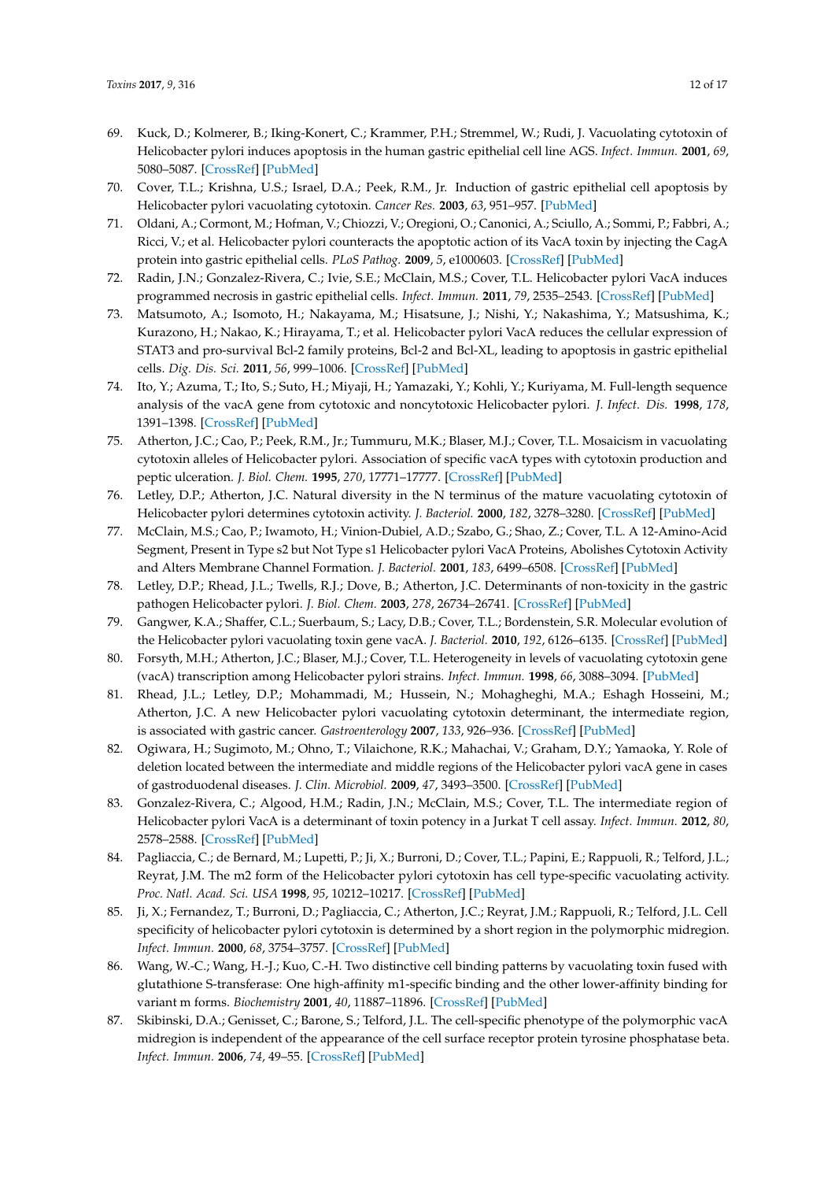69. Kuck, D.; Kolmerer, B.; Iking-Konert, C.; Krammer, P.H.; Stremmel, W.; Rudi, J. Vacuolating cytotoxin of Helicobacter pylori induces apoptosis in the human gastric epithelial cell line AGS. *Infect. Immun.* **2001**, *69*, 5080–5087. [CrossRef] [PubMed]
70. Cover, T.L.; Krishna, U.S.; Israel, D.A.; Peek, R.M., Jr. Induction of gastric epithelial cell apoptosis by Helicobacter pylori vacuolating cytotoxin. *Cancer Res.* **2003**, *63*, 951–957. [PubMed]
71. Oldani, A.; Cormont, M.; Hofman, V.; Chiozzi, V.; Oregioni, O.; Canonici, A.; Sciullo, A.; Sommi, P.; Fabbri, A.; Ricci, V.; et al. Helicobacter pylori counteracts the apoptotic action of its VacA toxin by injecting the CagA protein into gastric epithelial cells. *PLoS Pathog.* **2009**, *5*, e1000603. [CrossRef] [PubMed]
72. Radin, J.N.; Gonzalez-Rivera, C.; Ivie, S.E.; McClain, M.S.; Cover, T.L. Helicobacter pylori VacA induces programmed necrosis in gastric epithelial cells. *Infect. Immun.* **2011**, *79*, 2535–2543. [CrossRef] [PubMed]
73. Matsumoto, A.; Isomoto, H.; Nakayama, M.; Hisatsune, J.; Nishi, Y.; Nakashima, Y.; Matsushima, K.; Kurazono, H.; Nakao, K.; Hirayama, T.; et al. Helicobacter pylori VacA reduces the cellular expression of STAT3 and pro-survival Bcl-2 family proteins, Bcl-2 and Bcl-XL, leading to apoptosis in gastric epithelial cells. *Dig. Dis. Sci.* **2011**, *56*, 999–1006. [CrossRef] [PubMed]
74. Ito, Y.; Azuma, T.; Ito, S.; Suto, H.; Miyaji, H.; Yamazaki, Y.; Kohli, Y.; Kuriyama, M. Full-length sequence analysis of the vacA gene from cytotoxic and noncytotoxic Helicobacter pylori. *J. Infect. Dis.* **1998**, *178*, 1391–1398. [CrossRef] [PubMed]
75. Atherton, J.C.; Cao, P.; Peek, R.M., Jr.; Tummuru, M.K.; Blaser, M.J.; Cover, T.L. Mosaicism in vacuolating cytotoxin alleles of Helicobacter pylori. Association of specific vacA types with cytotoxin production and peptic ulceration. *J. Biol. Chem.* **1995**, *270*, 17771–17777. [CrossRef] [PubMed]
76. Letley, D.P.; Atherton, J.C. Natural diversity in the N terminus of the mature vacuolating cytotoxin of Helicobacter pylori determines cytotoxin activity. *J. Bacteriol.* **2000**, *182*, 3278–3280. [CrossRef] [PubMed]
77. McClain, M.S.; Cao, P.; Iwamoto, H.; Vinion-Dubiel, A.D.; Szabo, G.; Shao, Z.; Cover, T.L. A 12-Amino-Acid Segment, Present in Type s2 but Not Type s1 Helicobacter pylori VacA Proteins, Abolishes Cytotoxin Activity and Alters Membrane Channel Formation. *J. Bacteriol.* **2001**, *183*, 6499–6508. [CrossRef] [PubMed]
78. Letley, D.P.; Rhead, J.L.; Twells, R.J.; Dove, B.; Atherton, J.C. Determinants of non-toxicity in the gastric pathogen Helicobacter pylori. *J. Biol. Chem.* **2003**, *278*, 26734–26741. [CrossRef] [PubMed]
79. Gangwer, K.A.; Shaffer, C.L.; Suerbaum, S.; Lacy, D.B.; Cover, T.L.; Bordenstein, S.R. Molecular evolution of the Helicobacter pylori vacuolating toxin gene vacA. *J. Bacteriol.* **2010**, *192*, 6126–6135. [CrossRef] [PubMed]
80. Forsyth, M.H.; Atherton, J.C.; Blaser, M.J.; Cover, T.L. Heterogeneity in levels of vacuolating cytotoxin gene (vacA) transcription among Helicobacter pylori strains. *Infect. Immun.* **1998**, *66*, 3088–3094. [PubMed]
81. Rhead, J.L.; Letley, D.P.; Mohammadi, M.; Hussein, N.; Mohagheghi, M.A.; Eshagh Hosseini, M.; Atherton, J.C. A new Helicobacter pylori vacuolating cytotoxin determinant, the intermediate region, is associated with gastric cancer. *Gastroenterology* **2007**, *133*, 926–936. [CrossRef] [PubMed]
82. Ogiwara, H.; Sugimoto, M.; Ohno, T.; Vilaichone, R.K.; Mahachai, V.; Graham, D.Y.; Yamaoka, Y. Role of deletion located between the intermediate and middle regions of the Helicobacter pylori vacA gene in cases of gastroduodenal diseases. *J. Clin. Microbiol.* **2009**, *47*, 3493–3500. [CrossRef] [PubMed]
83. Gonzalez-Rivera, C.; Algood, H.M.; Radin, J.N.; McClain, M.S.; Cover, T.L. The intermediate region of Helicobacter pylori VacA is a determinant of toxin potency in a Jurkat T cell assay. *Infect. Immun.* **2012**, *80*, 2578–2588. [CrossRef] [PubMed]
84. Pagliaccia, C.; de Bernard, M.; Lupetti, P.; Ji, X.; Burroni, D.; Cover, T.L.; Papini, E.; Rappuoli, R.; Telford, J.L.; Reyrat, J.M. The m2 form of the Helicobacter pylori cytotoxin has cell type-specific vacuolating activity. *Proc. Natl. Acad. Sci. USA* **1998**, *95*, 10212–10217. [CrossRef] [PubMed]
85. Ji, X.; Fernandez, T.; Burroni, D.; Pagliaccia, C.; Atherton, J.C.; Reyrat, J.M.; Rappuoli, R.; Telford, J.L. Cell specificity of helicobacter pylori cytotoxin is determined by a short region in the polymorphic midregion. *Infect. Immun.* **2000**, *68*, 3754–3757. [CrossRef] [PubMed]
86. Wang, W.-C.; Wang, H.-J.; Kuo, C.-H. Two distinctive cell binding patterns by vacuolating toxin fused with glutathione S-transferase: One high-affinity m1-specific binding and the other lower-affinity binding for variant m forms. *Biochemistry* **2001**, *40*, 11887–11896. [CrossRef] [PubMed]
87. Skibinski, D.A.; Genisset, C.; Barone, S.; Telford, J.L. The cell-specific phenotype of the polymorphic vacA midregion is independent of the appearance of the cell surface receptor protein tyrosine phosphatase beta. *Infect. Immun.* **2006**, *74*, 49–55. [CrossRef] [PubMed]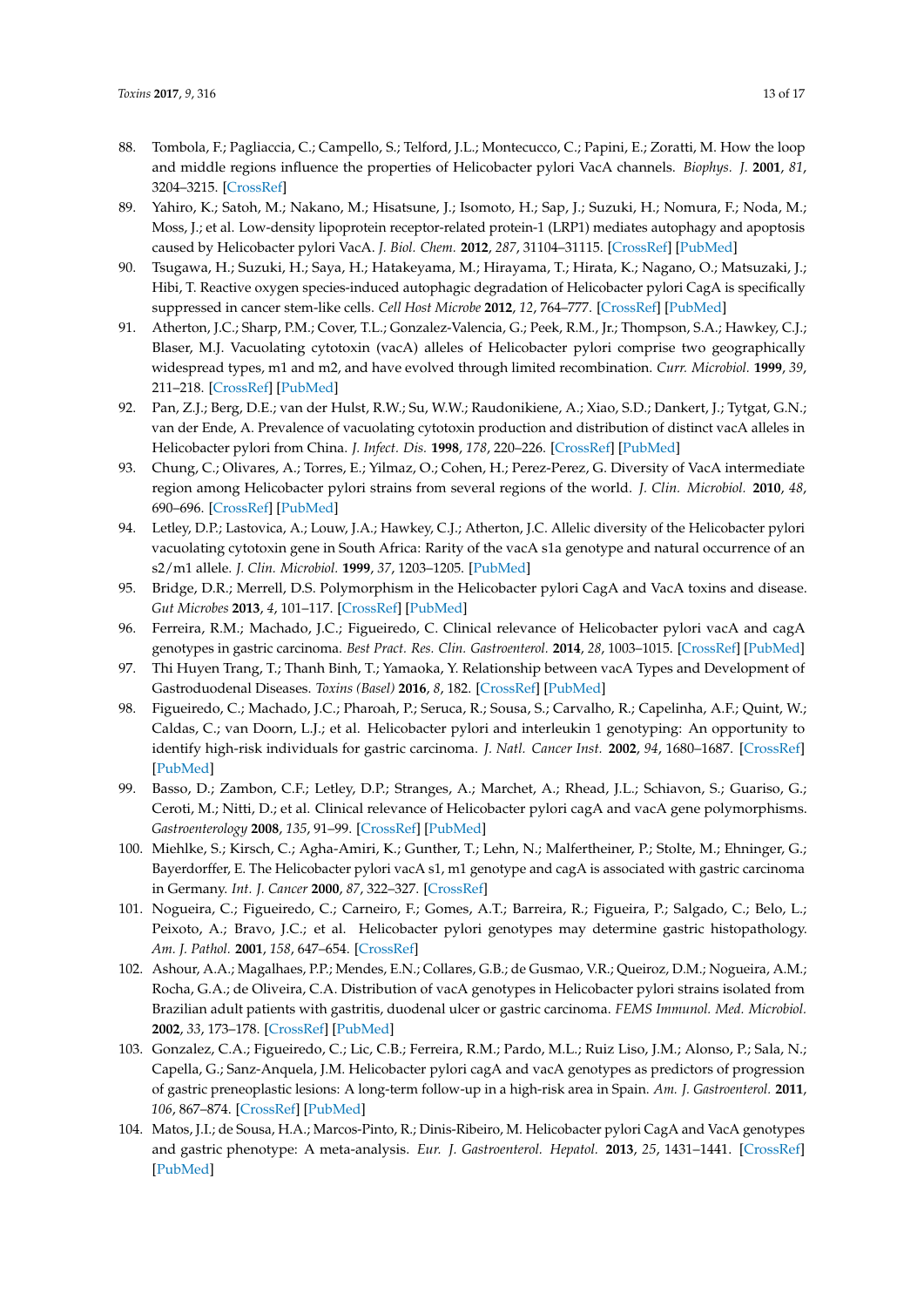88. Tombola, F.; Pagliaccia, C.; Campello, S.; Telford, J.L.; Montecucco, C.; Papini, E.; Zoratti, M. How the loop and middle regions influence the properties of Helicobacter pylori VacA channels. *Biophys. J.* **2001**, *81*, 3204–3215. [CrossRef]
89. Yahiro, K.; Satoh, M.; Nakano, M.; Hisatsune, J.; Isomoto, H.; Sap, J.; Suzuki, H.; Nomura, F.; Noda, M.; Moss, J.; et al. Low-density lipoprotein receptor-related protein-1 (LRP1) mediates autophagy and apoptosis caused by Helicobacter pylori VacA. *J. Biol. Chem.* **2012**, *287*, 31104–31115. [CrossRef] [PubMed]
90. Tsugawa, H.; Suzuki, H.; Saya, H.; Hatakeyama, M.; Hirayama, T.; Hirata, K.; Nagano, O.; Matsuzaki, J.; Hibi, T. Reactive oxygen species-induced autophagic degradation of Helicobacter pylori CagA is specifically suppressed in cancer stem-like cells. *Cell Host Microbe* **2012**, *12*, 764–777. [CrossRef] [PubMed]
91. Atherton, J.C.; Sharp, P.M.; Cover, T.L.; Gonzalez-Valencia, G.; Peek, R.M., Jr.; Thompson, S.A.; Hawkey, C.J.; Blaser, M.J. Vacuolating cytotoxin (vacA) alleles of Helicobacter pylori comprise two geographically widespread types, m1 and m2, and have evolved through limited recombination. *Curr. Microbiol.* **1999**, *39*, 211–218. [CrossRef] [PubMed]
92. Pan, Z.J.; Berg, D.E.; van der Hulst, R.W.; Su, W.W.; Raudonikiene, A.; Xiao, S.D.; Dankert, J.; Tytgat, G.N.; van der Ende, A. Prevalence of vacuolating cytotoxin production and distribution of distinct vacA alleles in Helicobacter pylori from China. *J. Infect. Dis.* **1998**, *178*, 220–226. [CrossRef] [PubMed]
93. Chung, C.; Olivares, A.; Torres, E.; Yilmaz, O.; Cohen, H.; Perez-Perez, G. Diversity of VacA intermediate region among Helicobacter pylori strains from several regions of the world. *J. Clin. Microbiol.* **2010**, *48*, 690–696. [CrossRef] [PubMed]
94. Letley, D.P.; Lastovica, A.; Louw, J.A.; Hawkey, C.J.; Atherton, J.C. Allelic diversity of the Helicobacter pylori vacuolating cytotoxin gene in South Africa: Rarity of the vacA s1a genotype and natural occurrence of an s2/m1 allele. *J. Clin. Microbiol.* **1999**, *37*, 1203–1205. [PubMed]
95. Bridge, D.R.; Merrell, D.S. Polymorphism in the Helicobacter pylori CagA and VacA toxins and disease. *Gut Microbes* **2013**, *4*, 101–117. [CrossRef] [PubMed]
96. Ferreira, R.M.; Machado, J.C.; Figueiredo, C. Clinical relevance of Helicobacter pylori vacA and cagA genotypes in gastric carcinoma. *Best Pract. Res. Clin. Gastroenterol.* **2014**, *28*, 1003–1015. [CrossRef] [PubMed]
97. Thi Huyen Trang, T.; Thanh Binh, T.; Yamaoka, Y. Relationship between vacA Types and Development of Gastroduodenal Diseases. *Toxins (Basel)* **2016**, *8*, 182. [CrossRef] [PubMed]
98. Figueiredo, C.; Machado, J.C.; Pharoah, P.; Seruca, R.; Sousa, S.; Carvalho, R.; Capelinha, A.F.; Quint, W.; Caldas, C.; van Doorn, L.J.; et al. Helicobacter pylori and interleukin 1 genotyping: An opportunity to identify high-risk individuals for gastric carcinoma. *J. Natl. Cancer Inst.* **2002**, *94*, 1680–1687. [CrossRef] [PubMed]
99. Basso, D.; Zambon, C.F.; Letley, D.P.; Stranges, A.; Marchet, A.; Rhead, J.L.; Schiavon, S.; Guariso, G.; Ceroti, M.; Nitti, D.; et al. Clinical relevance of Helicobacter pylori cagA and vacA gene polymorphisms. *Gastroenterology* **2008**, *135*, 91–99. [CrossRef] [PubMed]
100. Miehlke, S.; Kirsch, C.; Agha-Amiri, K.; Gunther, T.; Lehn, N.; Malfertheiner, P.; Stolte, M.; Ehninger, G.; Bayerdorffer, E. The Helicobacter pylori vacA s1, m1 genotype and cagA is associated with gastric carcinoma in Germany. *Int. J. Cancer* **2000**, *87*, 322–327. [CrossRef]
101. Nogueira, C.; Figueiredo, C.; Carneiro, F.; Gomes, A.T.; Barreira, R.; Figueira, P.; Salgado, C.; Belo, L.; Peixoto, A.; Bravo, J.C.; et al. Helicobacter pylori genotypes may determine gastric histopathology. *Am. J. Pathol.* **2001**, *158*, 647–654. [CrossRef]
102. Ashour, A.A.; Magalhaes, P.P.; Mendes, E.N.; Collares, G.B.; de Gusmao, V.R.; Queiroz, D.M.; Nogueira, A.M.; Rocha, G.A.; de Oliveira, C.A. Distribution of vacA genotypes in Helicobacter pylori strains isolated from Brazilian adult patients with gastritis, duodenal ulcer or gastric carcinoma. *FEMS Immunol. Med. Microbiol.* **2002**, *33*, 173–178. [CrossRef] [PubMed]
103. Gonzalez, C.A.; Figueiredo, C.; Lic, C.B.; Ferreira, R.M.; Pardo, M.L.; Ruiz Liso, J.M.; Alonso, P.; Sala, N.; Capella, G.; Sanz-Anquela, J.M. Helicobacter pylori cagA and vacA genotypes as predictors of progression of gastric preneoplastic lesions: A long-term follow-up in a high-risk area in Spain. *Am. J. Gastroenterol.* **2011**, *106*, 867–874. [CrossRef] [PubMed]
104. Matos, J.I.; de Sousa, H.A.; Marcos-Pinto, R.; Dinis-Ribeiro, M. Helicobacter pylori CagA and VacA genotypes and gastric phenotype: A meta-analysis. *Eur. J. Gastroenterol. Hepatol.* **2013**, *25*, 1431–1441. [CrossRef] [PubMed]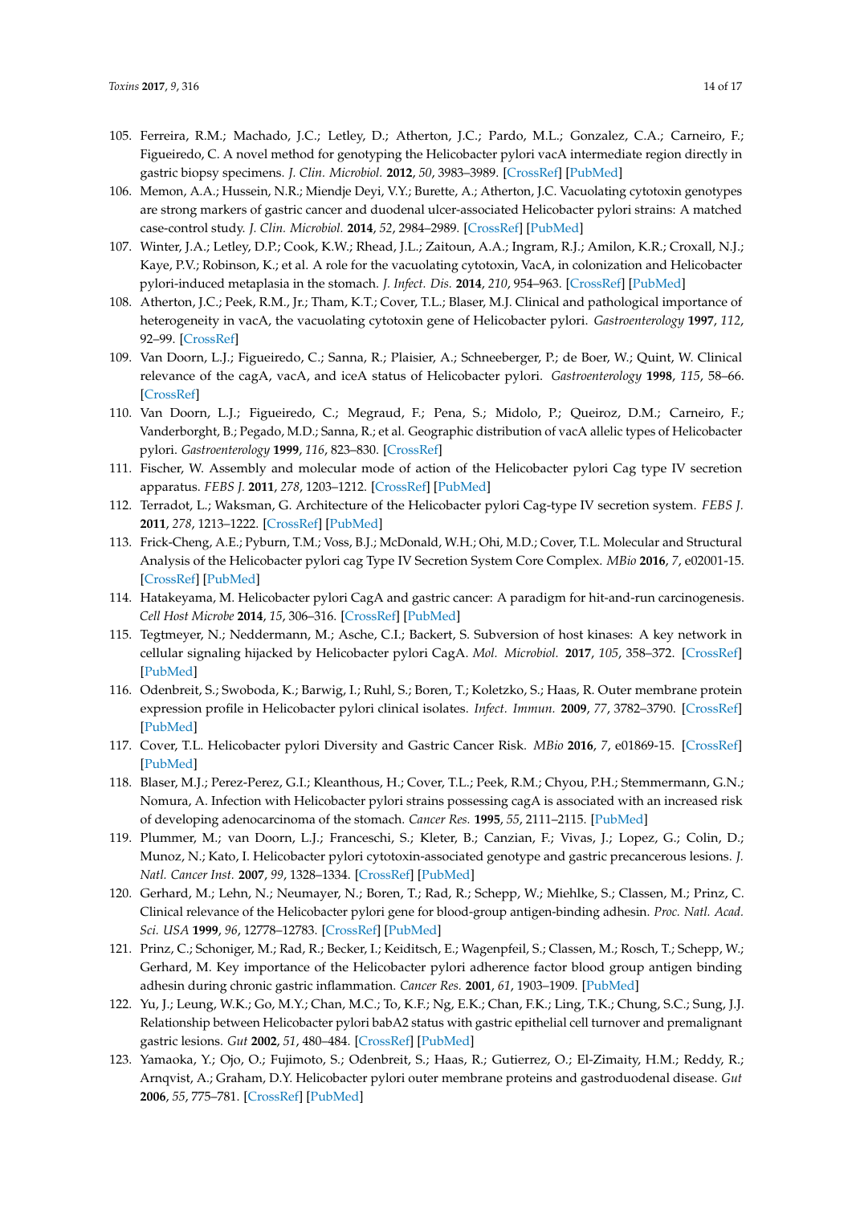105. Ferreira, R.M.; Machado, J.C.; Letley, D.; Atherton, J.C.; Pardo, M.L.; Gonzalez, C.A.; Carneiro, F.; Figueiredo, C. A novel method for genotyping the Helicobacter pylori vacA intermediate region directly in gastric biopsy specimens. *J. Clin. Microbiol.* **2012**, *50*, 3983–3989. [CrossRef] [PubMed]
106. Memon, A.A.; Hussein, N.R.; Miendje Deyi, V.Y.; Burette, A.; Atherton, J.C. Vacuolating cytotoxin genotypes are strong markers of gastric cancer and duodenal ulcer-associated Helicobacter pylori strains: A matched case-control study. *J. Clin. Microbiol.* **2014**, *52*, 2984–2989. [CrossRef] [PubMed]
107. Winter, J.A.; Letley, D.P.; Cook, K.W.; Rhead, J.L.; Zaitoun, A.A.; Ingram, R.J.; Amilon, K.R.; Croxall, N.J.; Kaye, P.V.; Robinson, K.; et al. A role for the vacuolating cytotoxin, VacA, in colonization and Helicobacter pylori-induced metaplasia in the stomach. *J. Infect. Dis.* **2014**, *210*, 954–963. [CrossRef] [PubMed]
108. Atherton, J.C.; Peek, R.M., Jr.; Tham, K.T.; Cover, T.L.; Blaser, M.J. Clinical and pathological importance of heterogeneity in vacA, the vacuolating cytotoxin gene of Helicobacter pylori. *Gastroenterology* **1997**, *112*, 92–99. [CrossRef]
109. Van Doorn, L.J.; Figueiredo, C.; Sanna, R.; Plaisier, A.; Schneeberger, P.; de Boer, W.; Quint, W. Clinical relevance of the cagA, vacA, and iceA status of Helicobacter pylori. *Gastroenterology* **1998**, *115*, 58–66. [CrossRef]
110. Van Doorn, L.J.; Figueiredo, C.; Megraud, F.; Pena, S.; Midolo, P.; Queiroz, D.M.; Carneiro, F.; Vanderborght, B.; Pegado, M.D.; Sanna, R.; et al. Geographic distribution of vacA allelic types of Helicobacter pylori. *Gastroenterology* **1999**, *116*, 823–830. [CrossRef]
111. Fischer, W. Assembly and molecular mode of action of the Helicobacter pylori Cag type IV secretion apparatus. *FEBS J.* **2011**, *278*, 1203–1212. [CrossRef] [PubMed]
112. Terradot, L.; Waksman, G. Architecture of the Helicobacter pylori Cag-type IV secretion system. *FEBS J.* **2011**, *278*, 1213–1222. [CrossRef] [PubMed]
113. Frick-Cheng, A.E.; Pyburn, T.M.; Voss, B.J.; McDonald, W.H.; Ohi, M.D.; Cover, T.L. Molecular and Structural Analysis of the Helicobacter pylori cag Type IV Secretion System Core Complex. *MBio* **2016**, *7*, e02001-15. [CrossRef] [PubMed]
114. Hatakeyama, M. Helicobacter pylori CagA and gastric cancer: A paradigm for hit-and-run carcinogenesis. *Cell Host Microbe* **2014**, *15*, 306–316. [CrossRef] [PubMed]
115. Tegtmeyer, N.; Neddermann, M.; Asche, C.I.; Backert, S. Subversion of host kinases: A key network in cellular signaling hijacked by Helicobacter pylori CagA. *Mol. Microbiol.* **2017**, *105*, 358–372. [CrossRef] [PubMed]
116. Odenbreit, S.; Swoboda, K.; Barwig, I.; Ruhl, S.; Boren, T.; Koletzko, S.; Haas, R. Outer membrane protein expression profile in Helicobacter pylori clinical isolates. *Infect. Immun.* **2009**, *77*, 3782–3790. [CrossRef] [PubMed]
117. Cover, T.L. Helicobacter pylori Diversity and Gastric Cancer Risk. *MBio* **2016**, *7*, e01869-15. [CrossRef] [PubMed]
118. Blaser, M.J.; Perez-Perez, G.I.; Kleanthous, H.; Cover, T.L.; Peek, R.M.; Chyou, P.H.; Stemmermann, G.N.; Nomura, A. Infection with Helicobacter pylori strains possessing cagA is associated with an increased risk of developing adenocarcinoma of the stomach. *Cancer Res.* **1995**, *55*, 2111–2115. [PubMed]
119. Plummer, M.; van Doorn, L.J.; Franceschi, S.; Kleter, B.; Canzian, F.; Vivas, J.; Lopez, G.; Colin, D.; Munoz, N.; Kato, I. Helicobacter pylori cytotoxin-associated genotype and gastric precancerous lesions. *J. Natl. Cancer Inst.* **2007**, *99*, 1328–1334. [CrossRef] [PubMed]
120. Gerhard, M.; Lehn, N.; Neumayer, N.; Boren, T.; Rad, R.; Schepp, W.; Miehlke, S.; Classen, M.; Prinz, C. Clinical relevance of the Helicobacter pylori gene for blood-group antigen-binding adhesin. *Proc. Natl. Acad. Sci. USA* **1999**, *96*, 12778–12783. [CrossRef] [PubMed]
121. Prinz, C.; Schoniger, M.; Rad, R.; Becker, I.; Keiditsch, E.; Wagenpfeil, S.; Classen, M.; Rosch, T.; Schepp, W.; Gerhard, M. Key importance of the Helicobacter pylori adherence factor blood group antigen binding adhesin during chronic gastric inflammation. *Cancer Res.* **2001**, *61*, 1903–1909. [PubMed]
122. Yu, J.; Leung, W.K.; Go, M.Y.; Chan, M.C.; To, K.F.; Ng, E.K.; Chan, F.K.; Ling, T.K.; Chung, S.C.; Sung, J.J. Relationship between Helicobacter pylori babA2 status with gastric epithelial cell turnover and premalignant gastric lesions. *Gut* **2002**, *51*, 480–484. [CrossRef] [PubMed]
123. Yamaoka, Y.; Ojo, O.; Fujimoto, S.; Odenbreit, S.; Haas, R.; Gutierrez, O.; El-Zimaity, H.M.; Reddy, R.; Arnqvist, A.; Graham, D.Y. Helicobacter pylori outer membrane proteins and gastroduodenal disease. *Gut* **2006**, *55*, 775–781. [CrossRef] [PubMed]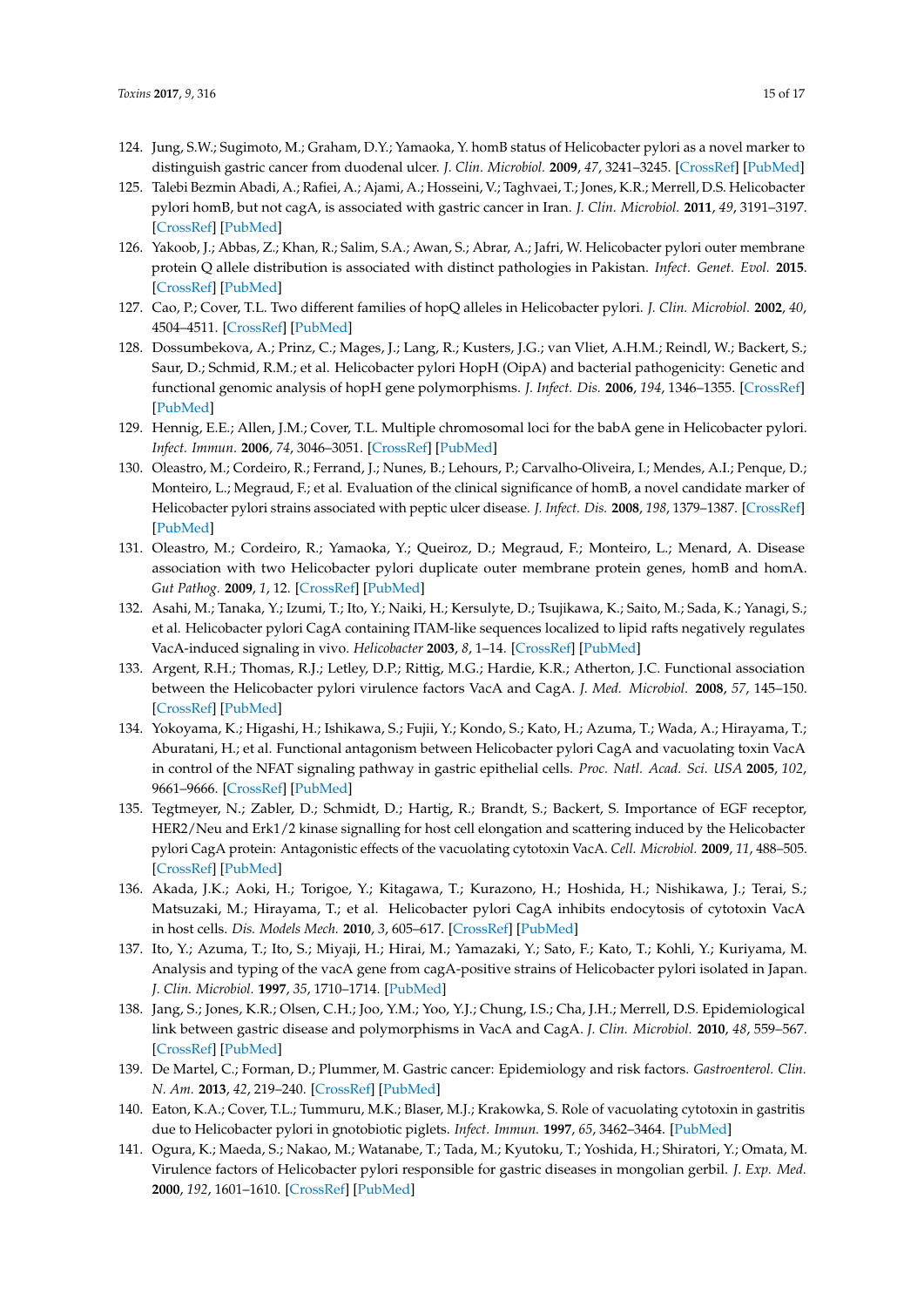124. Jung, S.W.; Sugimoto, M.; Graham, D.Y.; Yamaoka, Y. homB status of Helicobacter pylori as a novel marker to distinguish gastric cancer from duodenal ulcer. *J. Clin. Microbiol.* **2009**, *47*, 3241–3245. [CrossRef] [PubMed]
125. Talebi Bezmin Abadi, A.; Rafiei, A.; Ajami, A.; Hosseini, V.; Taghvaei, T.; Jones, K.R.; Merrell, D.S. Helicobacter pylori homB, but not cagA, is associated with gastric cancer in Iran. *J. Clin. Microbiol.* **2011**, *49*, 3191–3197. [CrossRef] [PubMed]
126. Yakoob, J.; Abbas, Z.; Khan, R.; Salim, S.A.; Awan, S.; Abrar, A.; Jafri, W. Helicobacter pylori outer membrane protein Q allele distribution is associated with distinct pathologies in Pakistan. *Infect. Genet. Evol.* **2015**. [CrossRef] [PubMed]
127. Cao, P.; Cover, T.L. Two different families of hopQ alleles in Helicobacter pylori. *J. Clin. Microbiol.* **2002**, *40*, 4504–4511. [CrossRef] [PubMed]
128. Dossumbekova, A.; Prinz, C.; Mages, J.; Lang, R.; Kusters, J.G.; van Vliet, A.H.M.; Reindl, W.; Backert, S.; Saur, D.; Schmid, R.M.; et al. Helicobacter pylori HopH (OipA) and bacterial pathogenicity: Genetic and functional genomic analysis of hopH gene polymorphisms. *J. Infect. Dis.* **2006**, *194*, 1346–1355. [CrossRef] [PubMed]
129. Hennig, E.E.; Allen, J.M.; Cover, T.L. Multiple chromosomal loci for the babA gene in Helicobacter pylori. *Infect. Immun.* **2006**, *74*, 3046–3051. [CrossRef] [PubMed]
130. Oleastro, M.; Cordeiro, R.; Ferrand, J.; Nunes, B.; Lehours, P.; Carvalho-Oliveira, I.; Mendes, A.I.; Penque, D.; Monteiro, L.; Megraud, F.; et al. Evaluation of the clinical significance of homB, a novel candidate marker of Helicobacter pylori strains associated with peptic ulcer disease. *J. Infect. Dis.* **2008**, *198*, 1379–1387. [CrossRef] [PubMed]
131. Oleastro, M.; Cordeiro, R.; Yamaoka, Y.; Queiroz, D.; Megraud, F.; Monteiro, L.; Menard, A. Disease association with two Helicobacter pylori duplicate outer membrane protein genes, homB and homA. *Gut Pathog.* **2009**, *1*, 12. [CrossRef] [PubMed]
132. Asahi, M.; Tanaka, Y.; Izumi, T.; Ito, Y.; Naiki, H.; Kersulyte, D.; Tsujikawa, K.; Saito, M.; Sada, K.; Yanagi, S.; et al. Helicobacter pylori CagA containing ITAM-like sequences localized to lipid rafts negatively regulates VacA-induced signaling in vivo. *Helicobacter* **2003**, *8*, 1–14. [CrossRef] [PubMed]
133. Argent, R.H.; Thomas, R.J.; Letley, D.P.; Rittig, M.G.; Hardie, K.R.; Atherton, J.C. Functional association between the Helicobacter pylori virulence factors VacA and CagA. *J. Med. Microbiol.* **2008**, *57*, 145–150. [CrossRef] [PubMed]
134. Yokoyama, K.; Higashi, H.; Ishikawa, S.; Fujii, Y.; Kondo, S.; Kato, H.; Azuma, T.; Wada, A.; Hirayama, T.; Aburatani, H.; et al. Functional antagonism between Helicobacter pylori CagA and vacuolating toxin VacA in control of the NFAT signaling pathway in gastric epithelial cells. *Proc. Natl. Acad. Sci. USA* **2005**, *102*, 9661–9666. [CrossRef] [PubMed]
135. Tegtmeyer, N.; Zabler, D.; Schmidt, D.; Hartig, R.; Brandt, S.; Backert, S. Importance of EGF receptor, HER2/Neu and Erk1/2 kinase signalling for host cell elongation and scattering induced by the Helicobacter pylori CagA protein: Antagonistic effects of the vacuolating cytotoxin VacA. *Cell. Microbiol.* **2009**, *11*, 488–505. [CrossRef] [PubMed]
136. Akada, J.K.; Aoki, H.; Torigoe, Y.; Kitagawa, T.; Kurazono, H.; Hoshida, H.; Nishikawa, J.; Terai, S.; Matsuzaki, M.; Hirayama, T.; et al. Helicobacter pylori CagA inhibits endocytosis of cytotoxin VacA in host cells. *Dis. Models Mech.* **2010**, *3*, 605–617. [CrossRef] [PubMed]
137. Ito, Y.; Azuma, T.; Ito, S.; Miyaji, H.; Hirai, M.; Yamazaki, Y.; Sato, F.; Kato, T.; Kohli, Y.; Kuriyama, M. Analysis and typing of the vacA gene from cagA-positive strains of Helicobacter pylori isolated in Japan. *J. Clin. Microbiol.* **1997**, *35*, 1710–1714. [PubMed]
138. Jang, S.; Jones, K.R.; Olsen, C.H.; Joo, Y.M.; Yoo, Y.J.; Chung, I.S.; Cha, J.H.; Merrell, D.S. Epidemiological link between gastric disease and polymorphisms in VacA and CagA. *J. Clin. Microbiol.* **2010**, *48*, 559–567. [CrossRef] [PubMed]
139. De Martel, C.; Forman, D.; Plummer, M. Gastric cancer: Epidemiology and risk factors. *Gastroenterol. Clin. N. Am.* **2013**, *42*, 219–240. [CrossRef] [PubMed]
140. Eaton, K.A.; Cover, T.L.; Tummuru, M.K.; Blaser, M.J.; Krakowka, S. Role of vacuolating cytotoxin in gastritis due to Helicobacter pylori in gnotobiotic piglets. *Infect. Immun.* **1997**, *65*, 3462–3464. [PubMed]
141. Ogura, K.; Maeda, S.; Nakao, M.; Watanabe, T.; Tada, M.; Kyutoku, T.; Yoshida, H.; Shiratori, Y.; Omata, M. Virulence factors of Helicobacter pylori responsible for gastric diseases in mongolian gerbil. *J. Exp. Med.* **2000**, *192*, 1601–1610. [CrossRef] [PubMed]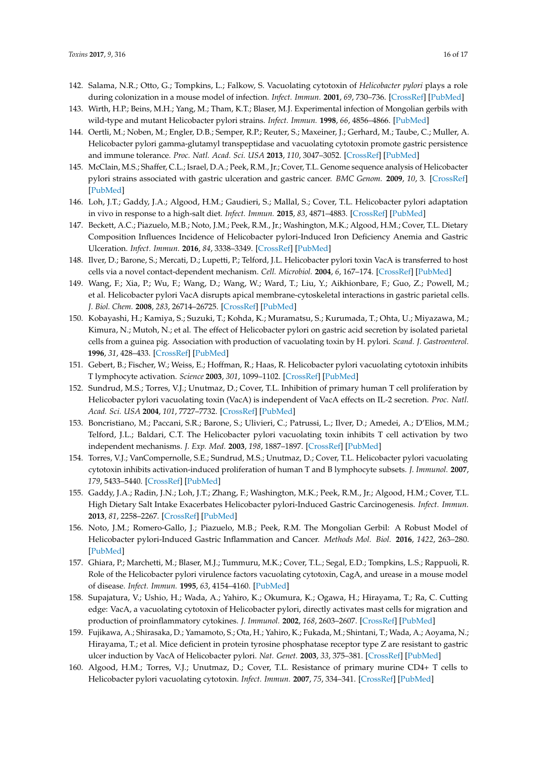142. Salama, N.R.; Otto, G.; Tompkins, L.; Falkow, S. Vacuolating cytotoxin of *Helicobacter pylori* plays a role during colonization in a mouse model of infection. *Infect. Immun.* **2001**, *69*, 730–736. [CrossRef] [PubMed]
143. Wirth, H.P.; Beins, M.H.; Yang, M.; Tham, K.T.; Blaser, M.J. Experimental infection of Mongolian gerbils with wild-type and mutant Helicobacter pylori strains. *Infect. Immun.* **1998**, *66*, 4856–4866. [PubMed]
144. Oertli, M.; Noben, M.; Engler, D.B.; Semper, R.P.; Reuter, S.; Maxeiner, J.; Gerhard, M.; Taube, C.; Muller, A. Helicobacter pylori gamma-glutamyl transpeptidase and vacuolating cytotoxin promote gastric persistence and immune tolerance. *Proc. Natl. Acad. Sci. USA* **2013**, *110*, 3047–3052. [CrossRef] [PubMed]
145. McClain, M.S.; Shaffer, C.L.; Israel, D.A.; Peek, R.M., Jr.; Cover, T.L. Genome sequence analysis of Helicobacter pylori strains associated with gastric ulceration and gastric cancer. *BMC Genom.* **2009**, *10*, 3. [CrossRef] [PubMed]
146. Loh, J.T.; Gaddy, J.A.; Algood, H.M.; Gaudieri, S.; Mallal, S.; Cover, T.L. Helicobacter pylori adaptation in vivo in response to a high-salt diet. *Infect. Immun.* **2015**, *83*, 4871–4883. [CrossRef] [PubMed]
147. Beckett, A.C.; Piazuelo, M.B.; Noto, J.M.; Peek, R.M., Jr.; Washington, M.K.; Algood, H.M.; Cover, T.L. Dietary Composition Influences Incidence of Helicobacter pylori-Induced Iron Deficiency Anemia and Gastric Ulceration. *Infect. Immun.* **2016**, *84*, 3338–3349. [CrossRef] [PubMed]
148. Ilver, D.; Barone, S.; Mercati, D.; Lupetti, P.; Telford, J.L. Helicobacter pylori toxin VacA is transferred to host cells via a novel contact-dependent mechanism. *Cell. Microbiol.* **2004**, *6*, 167–174. [CrossRef] [PubMed]
149. Wang, F.; Xia, P.; Wu, F.; Wang, D.; Wang, W.; Ward, T.; Liu, Y.; Aikhionbare, F.; Guo, Z.; Powell, M.; et al. Helicobacter pylori VacA disrupts apical membrane-cytoskeletal interactions in gastric parietal cells. *J. Biol. Chem.* **2008**, *283*, 26714–26725. [CrossRef] [PubMed]
150. Kobayashi, H.; Kamiya, S.; Suzuki, T.; Kohda, K.; Muramatsu, S.; Kurumada, T.; Ohta, U.; Miyazawa, M.; Kimura, N.; Mutoh, N.; et al. The effect of Helicobacter pylori on gastric acid secretion by isolated parietal cells from a guinea pig. Association with production of vacuolating toxin by H. pylori. *Scand. J. Gastroenterol.* **1996**, *31*, 428–433. [CrossRef] [PubMed]
151. Gebert, B.; Fischer, W.; Weiss, E.; Hoffman, R.; Haas, R. Helicobacter pylori vacuolating cytotoxin inhibits T lymphocyte activation. *Science* **2003**, *301*, 1099–1102. [CrossRef] [PubMed]
152. Sundrud, M.S.; Torres, V.J.; Unutmaz, D.; Cover, T.L. Inhibition of primary human T cell proliferation by Helicobacter pylori vacuolating toxin (VacA) is independent of VacA effects on IL-2 secretion. *Proc. Natl. Acad. Sci. USA* **2004**, *101*, 7727–7732. [CrossRef] [PubMed]
153. Boncristiano, M.; Paccani, S.R.; Barone, S.; Ulivieri, C.; Patrussi, L.; Ilver, D.; Amedei, A.; D'Elios, M.M.; Telford, J.L.; Baldari, C.T. The Helicobacter pylori vacuolating toxin inhibits T cell activation by two independent mechanisms. *J. Exp. Med.* **2003**, *198*, 1887–1897. [CrossRef] [PubMed]
154. Torres, V.J.; VanCompernolle, S.E.; Sundrud, M.S.; Unutmaz, D.; Cover, T.L. Helicobacter pylori vacuolating cytotoxin inhibits activation-induced proliferation of human T and B lymphocyte subsets. *J. Immunol.* **2007**, *179*, 5433–5440. [CrossRef] [PubMed]
155. Gaddy, J.A.; Radin, J.N.; Loh, J.T.; Zhang, F.; Washington, M.K.; Peek, R.M., Jr.; Algood, H.M.; Cover, T.L. High Dietary Salt Intake Exacerbates Helicobacter pylori-Induced Gastric Carcinogenesis. *Infect. Immun.* **2013**, *81*, 2258–2267. [CrossRef] [PubMed]
156. Noto, J.M.; Romero-Gallo, J.; Piazuelo, M.B.; Peek, R.M. The Mongolian Gerbil: A Robust Model of Helicobacter pylori-Induced Gastric Inflammation and Cancer. *Methods Mol. Biol.* **2016**, *1422*, 263–280. [PubMed]
157. Ghiara, P.; Marchetti, M.; Blaser, M.J.; Tummuru, M.K.; Cover, T.L.; Segal, E.D.; Tompkins, L.S.; Rappuoli, R. Role of the Helicobacter pylori virulence factors vacuolating cytotoxin, CagA, and urease in a mouse model of disease. *Infect. Immun.* **1995**, *63*, 4154–4160. [PubMed]
158. Supajatura, V.; Ushio, H.; Wada, A.; Yahiro, K.; Okumura, K.; Ogawa, H.; Hirayama, T.; Ra, C. Cutting edge: VacA, a vacuolating cytotoxin of Helicobacter pylori, directly activates mast cells for migration and production of proinflammatory cytokines. *J. Immunol.* **2002**, *168*, 2603–2607. [CrossRef] [PubMed]
159. Fujikawa, A.; Shirasaka, D.; Yamamoto, S.; Ota, H.; Yahiro, K.; Fukada, M.; Shintani, T.; Wada, A.; Aoyama, N.; Hirayama, T.; et al. Mice deficient in protein tyrosine phosphatase receptor type Z are resistant to gastric ulcer induction by VacA of Helicobacter pylori. *Nat. Genet.* **2003**, *33*, 375–381. [CrossRef] [PubMed]
160. Algood, H.M.; Torres, V.J.; Unutmaz, D.; Cover, T.L. Resistance of primary murine CD4+ T cells to Helicobacter pylori vacuolating cytotoxin. *Infect. Immun.* **2007**, *75*, 334–341. [CrossRef] [PubMed]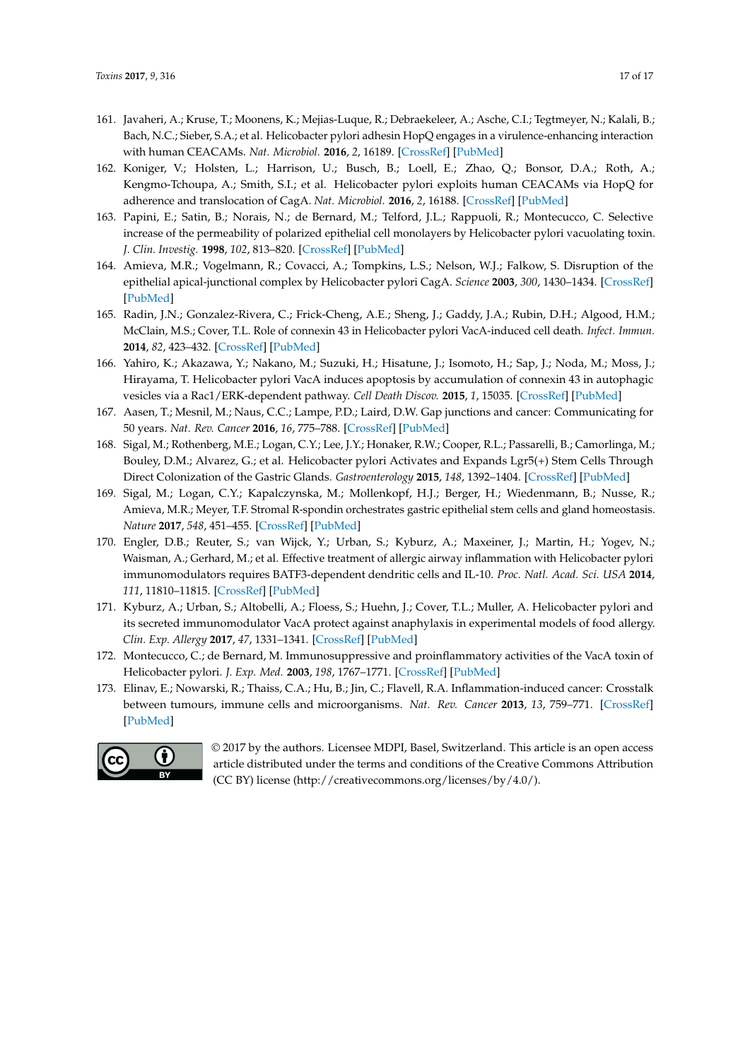161. Javaheri, A.; Kruse, T.; Moonens, K.; Mejias-Luque, R.; Debraekeleer, A.; Asche, C.I.; Tegtmeyer, N.; Kalali, B.; Bach, N.C.; Sieber, S.A.; et al. Helicobacter pylori adhesin HopQ engages in a virulence-enhancing interaction with human CEACAMs. *Nat. Microbiol.* **2016**, *2*, 16189. [CrossRef] [PubMed]
162. Koniger, V.; Holsten, L.; Harrison, U.; Busch, B.; Loell, E.; Zhao, Q.; Bonsor, D.A.; Roth, A.; Kengmo-Tchoupa, A.; Smith, S.I.; et al. Helicobacter pylori exploits human CEACAMs via HopQ for adherence and translocation of CagA. *Nat. Microbiol.* **2016**, *2*, 16188. [CrossRef] [PubMed]
163. Papini, E.; Satin, B.; Norais, N.; de Bernard, M.; Telford, J.L.; Rappuoli, R.; Montecucco, C. Selective increase of the permeability of polarized epithelial cell monolayers by Helicobacter pylori vacuolating toxin. *J. Clin. Investig.* **1998**, *102*, 813–820. [CrossRef] [PubMed]
164. Amieva, M.R.; Vogelmann, R.; Covacci, A.; Tompkins, L.S.; Nelson, W.J.; Falkow, S. Disruption of the epithelial apical-junctional complex by Helicobacter pylori CagA. *Science* **2003**, *300*, 1430–1434. [CrossRef] [PubMed]
165. Radin, J.N.; Gonzalez-Rivera, C.; Frick-Cheng, A.E.; Sheng, J.; Gaddy, J.A.; Rubin, D.H.; Algood, H.M.; McClain, M.S.; Cover, T.L. Role of connexin 43 in Helicobacter pylori VacA-induced cell death. *Infect. Immun.* **2014**, *82*, 423–432. [CrossRef] [PubMed]
166. Yahiro, K.; Akazawa, Y.; Nakano, M.; Suzuki, H.; Hisatune, J.; Isomoto, H.; Sap, J.; Noda, M.; Moss, J.; Hirayama, T. Helicobacter pylori VacA induces apoptosis by accumulation of connexin 43 in autophagic vesicles via a Rac1/ERK-dependent pathway. *Cell Death Discov.* **2015**, *1*, 15035. [CrossRef] [PubMed]
167. Aasen, T.; Mesnil, M.; Naus, C.C.; Lampe, P.D.; Laird, D.W. Gap junctions and cancer: Communicating for 50 years. *Nat. Rev. Cancer* **2016**, *16*, 775–788. [CrossRef] [PubMed]
168. Sigal, M.; Rothenberg, M.E.; Logan, C.Y.; Lee, J.Y.; Honaker, R.W.; Cooper, R.L.; Passarelli, B.; Camorlinga, M.; Bouley, D.M.; Alvarez, G.; et al. Helicobacter pylori Activates and Expands Lgr5(+) Stem Cells Through Direct Colonization of the Gastric Glands. *Gastroenterology* **2015**, *148*, 1392–1404. [CrossRef] [PubMed]
169. Sigal, M.; Logan, C.Y.; Kapalczynska, M.; Mollenkopf, H.J.; Berger, H.; Wiedenmann, B.; Nusse, R.; Amieva, M.R.; Meyer, T.F. Stromal R-spondin orchestrates gastric epithelial stem cells and gland homeostasis. *Nature* **2017**, *548*, 451–455. [CrossRef] [PubMed]
170. Engler, D.B.; Reuter, S.; van Wijck, Y.; Urban, S.; Kyburz, A.; Maxeiner, J.; Martin, H.; Yogev, N.; Waisman, A.; Gerhard, M.; et al. Effective treatment of allergic airway inflammation with Helicobacter pylori immunomodulators requires BATF3-dependent dendritic cells and IL-10. *Proc. Natl. Acad. Sci. USA* **2014**, *111*, 11810–11815. [CrossRef] [PubMed]
171. Kyburz, A.; Urban, S.; Altobelli, A.; Floess, S.; Huehn, J.; Cover, T.L.; Muller, A. Helicobacter pylori and its secreted immunomodulator VacA protect against anaphylaxis in experimental models of food allergy. *Clin. Exp. Allergy* **2017**, *47*, 1331–1341. [CrossRef] [PubMed]
172. Montecucco, C.; de Bernard, M. Immunosuppressive and proinflammatory activities of the VacA toxin of Helicobacter pylori. *J. Exp. Med.* **2003**, *198*, 1767–1771. [CrossRef] [PubMed]
173. Elinav, E.; Nowarski, R.; Thaiss, C.A.; Hu, B.; Jin, C.; Flavell, R.A. Inflammation-induced cancer: Crosstalk between tumours, immune cells and microorganisms. *Nat. Rev. Cancer* **2013**, *13*, 759–771. [CrossRef] [PubMed]

© 2017 by the authors. Licensee MDPI, Basel, Switzerland. This article is an open access article distributed under the terms and conditions of the Creative Commons Attribution (CC BY) license (http://creativecommons.org/licenses/by/4.0/).